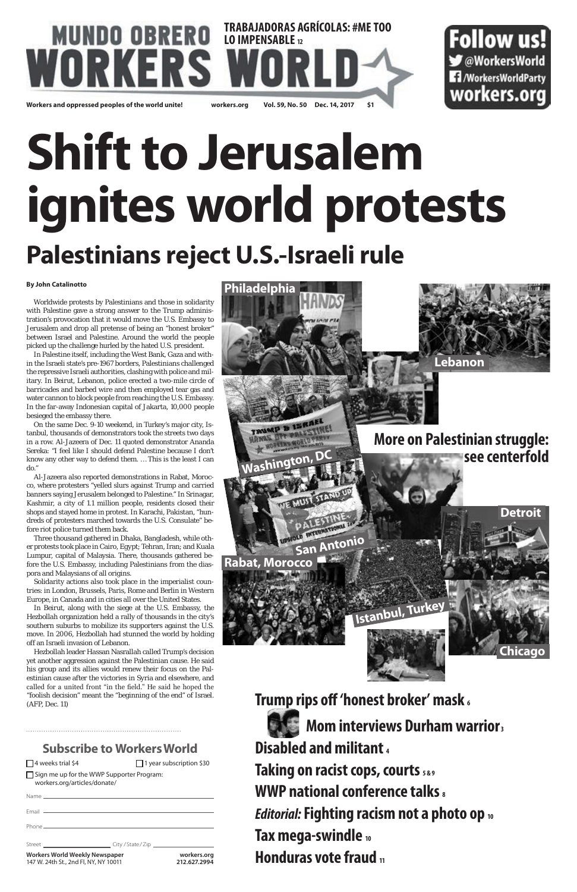# MUNDO OBRERO WORKERS WORLD

**TRABAJADORAS AGRÍCOLAS: #ME TOO LO IMPENSABLE 12**

**Follow us!** @WorkersWorld /WorkersWorldParty workers.org

Workers and oppressed peoples of the world unite! workers.org Vol. 59, No. 50 Dec. 14, 2017 $1

# Shift to Jerusalem ignites world protests

## Palestinians reject U.S.-Israeli rule

**By John Catalinotto**

Worldwide protests by Palestinians and those in solidarity with Palestine gave a strong answer to the Trump administration's provocation that it would move the U.S. Embassy to Jerusalem and drop all pretense of being an "honest broker" between Israel and Palestine. Around the world the people picked up the challenge hurled by the hated U.S. president.

In Palestine itself, including the West Bank, Gaza and within the Israeli state's pre-1967 borders, Palestinians challenged the repressive Israeli authorities, clashing with police and military. In Beirut, Lebanon, police erected a two-mile circle of barricades and barbed wire and then employed tear gas and water cannon to block people from reaching the U.S. Embassy. In the far-away Indonesian capital of Jakarta, 10,000 people besieged the embassy there.

On the same Dec. 9-10 weekend, in Turkey's major city, Istanbul, thousands of demonstrators took the streets two days in a row. Al-Jazeera of Dec. 11 quoted demonstrator Ananda Sereka: "I feel like I should defend Palestine because I don't know any other way to defend them. … This is the least I can do."

Al-Jazeera also reported demonstrations in Rabat, Morocco, where protesters "yelled slurs against Trump and carried banners saying Jerusalem belonged to Palestine." In Srinagar, Kashmir, a city of 1.1 million people, residents closed their shops and stayed home in protest. In Karachi, Pakistan, "hundreds of protesters marched towards the U.S. Consulate" before riot police turned them back.

Three thousand gathered in Dhaka, Bangladesh, while other protests took place in Cairo, Egypt; Tehran, Iran; and Kuala Lumpur, capital of Malaysia. There, thousands gathered before the U.S. Embassy, including Palestinians from the diaspora and Malaysians of all origins.

Solidarity actions also took place in the imperialist countries: in London, Brussels, Paris, Rome and Berlin in Western Europe, in Canada and in cities all over the United States.

In Beirut, along with the siege at the U.S. Embassy, the Hezbollah organization held a rally of thousands in the city's southern suburbs to mobilize its supporters against the U.S. move. In 2006, Hezbollah had stunned the world by holding off an Israeli invasion of Lebanon.

Hezbollah leader Hassan Nasrallah called Trump's decision yet another aggression against the Palestinian cause. He said his group and its allies would renew their focus on the Palestinian cause after the victories in Syria and elsewhere, and called for a united front "in the field." He said he hoped the "foolish decision" meant the "beginning of the end" of Israel. (AFP, Dec. 11)

Philadelphia · Lebanon · Washington, DC · San Antonio · Rabat, Morocco · Istanbul, Turkey · Detroit · Chicago

**More on Palestinian struggle: see centerfold**

## Subscribe to Workers World

☐ 4 weeks trial $4 ☐ 1 year subscription $30

☐ Sign me up for the WWP Supporter Program: workers.org/articles/donate/

Name ____

Email ____

Phone ____

Street ____ City / State / Zip ____

**Workers World Weekly Newspaper** 147 W. 24th St., 2nd Fl, NY, NY 10011 — **workers.org 212.627.2994**

**Trump rips off 'honest broker' mask** 6

**Mom interviews Durham warrior** 3

**Disabled and militant** 4

**Taking on racist cops, courts** 5 & 9

**WWP national conference talks** 8

***Editorial:* Fighting racism not a photo op** 10

**Tax mega-swindle** 10

**Honduras vote fraud** 11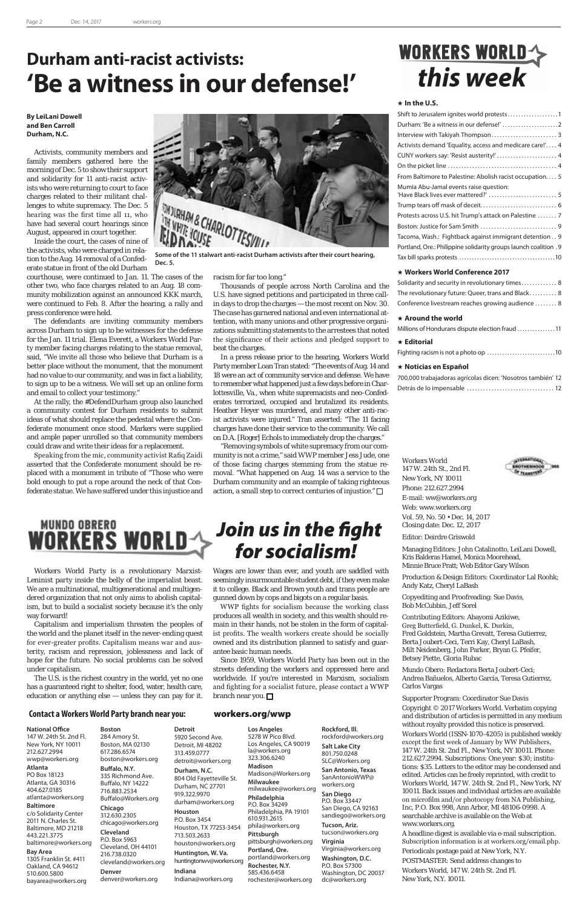# Durham anti-racist activists: 'Be a witness in our defense!'

**By LeiLani Dowell and Ben Carroll**
**Durham, N.C.**

Activists, community members and family members gathered here the morning of Dec. 5 to show their support and solidarity for 11 anti-racist activists who were returning to court to face charges related to their militant challenges to white supremacy. The Dec. 5 hearing was the first time all 11, who have had several court hearings since August, appeared in court together.

Inside the court, the cases of nine of the activists, who were charged in relation to the Aug. 14 removal of a Confederate statue in front of the old Durham courthouse, were continued to Jan. 11. The cases of the other two, who face charges related to an Aug. 18 community mobilization against an announced KKK march, were continued to Feb. 8. After the hearing, a rally and press conference were held.

The defendants are inviting community members across Durham to sign up to be witnesses for the defense for the Jan. 11 trial. Elena Everett, a Workers World Party member facing charges relating to the statue removal, said, "We invite all those who believe that Durham is a better place without the monument, that the monument had no value to our community, and was in fact a liability, to sign up to be a witness. We will set up an online form and email to collect your testimony."

At the rally, the #DefendDurham group also launched a community contest for Durham residents to submit ideas of what should replace the pedestal where the Confederate monument once stood. Markers were supplied and ample paper unrolled so that community members could draw and write their ideas for a replacement.

Speaking from the mic, community activist Rafiq Zaidi asserted that the Confederate monument should be replaced with a monument in tribute of "Those who were bold enough to put a rope around the neck of that Confederate statue. We have suffered under this injustice and racism for far too long."

Some of the 11 stalwart anti-racist Durham activists after their court hearing, Dec. 5.

Thousands of people across North Carolina and the U.S. have signed petitions and participated in three call-in days to drop the charges — the most recent on Nov. 30. The case has garnered national and even international attention, with many unions and other progressive organizations submitting statements to the arrestees that noted the significance of their actions and pledged support to beat the charges.

In a press release prior to the hearing, Workers World Party member Loan Tran stated: "The events of Aug. 14 and 18 were an act of community service and defense. We have to remember what happened just a few days before in Charlottesville, Va., when white supremacists and neo-Confederates terrorized, occupied and brutalized its residents. Heather Heyer was murdered, and many other anti-racist activists were injured." Tran asserted: "The 11 facing charges have done their service to the community. We call on D.A. [Roger] Echols to immediately drop the charges."

"Removing symbols of white supremacy from our community is not a crime," said WWP member Jess Jude, one of those facing charges stemming from the statue removal. "What happened on Aug. 14 was a service to the Durham community and an example of taking righteous action, a small step to correct centuries of injustice." ☐

# WORKERS WORLD this week

**★ In the U.S.**

- Shift to Jerusalem ignites world protests ..... 1
- Durham: 'Be a witness in our defense!' ..... 2
- Interview with Takiyah Thompson ..... 3
- Activists demand 'Equality, access and medicare care!' ..... 4
- CUNY workers say: 'Resist austerity!' ..... 4
- On the picket line ..... 4
- From Baltimore to Palestine: Abolish racist occupation ..... 5
- Mumia Abu-Jamal events raise question: 'Have Black lives ever mattered?' ..... 5
- Trump tears off mask of deceit ..... 6
- Protests across U.S. hit Trump's attack on Palestine ..... 7
- Boston: Justice for Sam Smith ..... 9
- Tacoma, Wash.: Fightback against immigrant detention ..... 9
- Portland, Ore.: Philippine solidarity groups launch coalition ..... 9
- Tax bill sparks protests ..... 10

**★ Workers World Conference 2017**

- Solidarity and security in revolutionary times ..... 8
- The revolutionary future: Queer, trans and Black ..... 8
- Conference livestream reaches growing audience ..... 8

**★ Around the world**

- Millions of Hondurans dispute election fraud ..... 11

**★ Editorial**

- Fighting racism is not a photo op ..... 10

**★ Noticias en Español**

- 700,000 trabajadoras agrícolas dicen: 'Nosotros también' ..... 12
- Detrás de lo impensable ..... 12

Workers World
147 W. 24th St., 2nd Fl.
New York, NY 10011
Phone: 212.627.2994
E-mail: ww@workers.org
Web: www.workers.org
Vol. 59, No. 50 • Dec. 14, 2017
Closing date: Dec. 12, 2017

Editor: Deirdre Griswold

Managing Editors: John Catalinotto, LeiLani Dowell, Kris Balderas Hamel, Monica Moorehead, Minnie Bruce Pratt; Web Editor Gary Wilson

Production & Design Editors: Coordinator Lal Roohk; Andy Katz, Cheryl LaBash

Copyediting and Proofreading: Sue Davis, Bob McCubbin, Jeff Sorel

Contributing Editors: Abayomi Azikiwe, Greg Butterfield, G. Dunkel, K. Durkin, Fred Goldstein, Martha Grevatt, Teresa Gutierrez, Berta Joubert-Ceci, Terri Kay, Cheryl LaBash, Milt Neidenberg, John Parker, Bryan G. Pfeifer, Betsey Piette, Gloria Rubac

Mundo Obero: Redactora Berta Joubert-Ceci; Andrea Bañuelos, Alberto García, Teresa Gutierrez, Carlos Vargas

Supporter Program: Coordinator Sue Davis

Copyright © 2017 Workers World. Verbatim copying and distribution of articles is permitted in any medium without royalty provided this notice is preserved.

Workers World (ISSN-1070-4205) is published weekly except the first week of January by WW Publishers, 147 W. 24th St., 2nd Fl., New York, NY 10011. Phone: 212.627.2994. Subscriptions: One year: $30; institutions: $35. Letters to the editor may be condensed and edited. Articles can be freely reprinted, with credit to Workers World, 147 W. 24th St. 2nd Fl., New York, NY 10011. Back issues and individual articles are available on microfilm and/or photocopy from NA Publishing, Inc, P.O. Box 998, Ann Arbor, MI 48106-0998. A searchable archive is available on the Web at www.workers.org.

A headline digest is available via e-mail subscription. Subscription information is at workers.org/email.php.

Periodicals postage paid at New York, N.Y.

POSTMASTER: Send address changes to Workers World, 147 W. 24th St. 2nd Fl. New York, N.Y. 10011.

# MUNDO OBRERO WORKERS WORLD

# Join us in the fight for socialism!

Workers World Party is a revolutionary Marxist-Leninist party inside the belly of the imperialist beast. We are a multinational, multigenerational and multigendered organization that not only aims to abolish capitalism, but to build a socialist society because it's the only way forward!

Capitalism and imperialism threaten the peoples of the world and the planet itself in the never-ending quest for ever-greater profits. Capitalism means war and austerity, racism and repression, joblessness and lack of hope for the future. No social problems can be solved under capitalism.

The U.S. is the richest country in the world, yet no one has a guaranteed right to shelter, food, water, health care, education or anything else — unless they can pay for it. Wages are lower than ever, and youth are saddled with seemingly insurmountable student debt, if they even make it to college. Black and Brown youth and trans people are gunned down by cops and bigots on a regular basis.

WWP fights for socialism because the working class produces all wealth in society, and this wealth should remain in their hands, not be stolen in the form of capitalist profits. The wealth workers create should be socially owned and its distribution planned to satisfy and guarantee basic human needs.

Since 1959, Workers World Party has been out in the streets defending the workers and oppressed here and worldwide. If you're interested in Marxism, socialism and fighting for a socialist future, please contact a WWP branch near you. ☐

## Contact a Workers World Party branch near you: workers.org/wwp

**National Office**
147 W. 24th St. 2nd Fl.
New York, NY 10011
212.627.2994
wwp@workers.org

**Atlanta**
PO Box 18123
Atlanta, GA 30316
404.627.0185
atlanta@workers.org

**Baltimore**
c/o Solidarity Center
2011 N. Charles St.
Baltimore, MD 21218
443.221.3775
baltimore@workers.org

**Bay Area**
1305 Franklin St. #411
Oakland, CA 94612
510.600.5800
bayarea@workers.org

**Boston**
284 Amory St.
Boston, MA 02130
617.286.6574
boston@workers.org

**Buffalo, N.Y.**
335 Richmond Ave.
Buffalo, NY 14222
716.883.2534
Buffalo@Workers.org

**Chicago**
312.630.2305
chicago@workers.org

**Cleveland**
P.O. Box 5963
Cleveland, OH 44101
216.738.0320
cleveland@workers.org

**Denver**
denver@workers.org

**Detroit**
5920 Second Ave.
Detroit, MI 48202
313.459.0777
detroit@workers.org

**Durham, N.C.**
804 Old Fayetteville St.
Durham, NC 27701
919.322.9970
durham@workers.org

**Houston**
P.O. Box 3454
Houston, TX 77253-3454
713.503.2633
houston@workers.org

**Huntington, W. Va.**
huntingtonwv@workers.org

**Indiana**
Indiana@workers.org

**Los Angeles**
5278 W Pico Blvd.
Los Angeles, CA 90019
la@workers.org
323.306.6240

**Madison**
Madison@Workers.org

**Milwaukee**
milwaukee@workers.org

**Philadelphia**
P.O. Box 34249
Philadelphia, PA 19101
610.931.2615
phila@workers.org

**Pittsburgh**
pittsburgh@workers.org

**Portland, Ore.**
portland@workers.org

**Rochester, N.Y.**
585.436.6458
rochester@workers.org

**Rockford, Ill.**
rockford@workers.org

**Salt Lake City**
801.750.0248
SLC@Workers.org

**San Antonio, Texas**
SanAntonioWWP@workers.org

**San Diego**
P.O. Box 33447
San Diego, CA 92163
sandiego@workers.org

**Tucson, Ariz.**
tucson@workers.org

**Virginia**
Virginia@workers.org

**Washington, D.C.**
P.O. Box 57300
Washington, DC 20037
dc@workers.org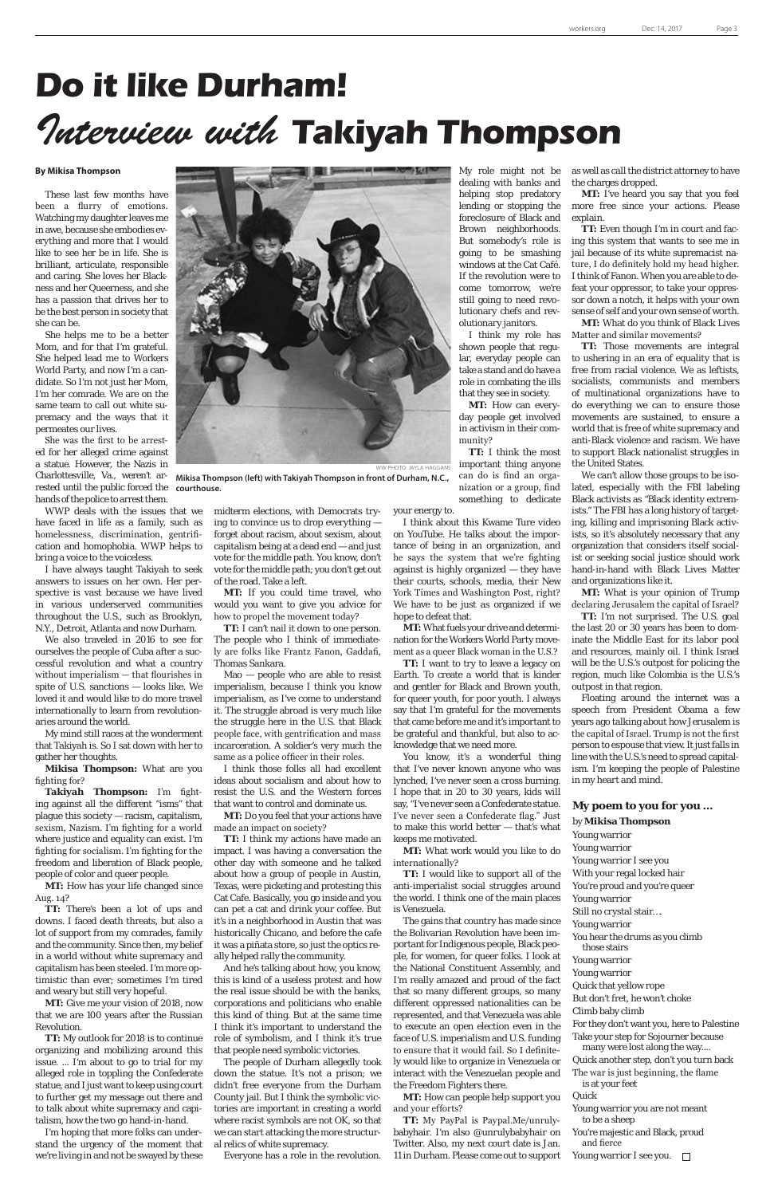# Do it like Durham!

# *Interview with* Takiyah Thompson

**By Mikisa Thompson**

These last few months have been a flurry of emotions. Watching my daughter leaves me in awe, because she embodies everything and more that I would like to see her be in life. She is brilliant, articulate, responsible and caring. She loves her Blackness and her Queerness, and she has a passion that drives her to be the best person in society that she can be.

She helps me to be a better Mom, and for that I'm grateful. She helped lead me to Workers World Party, and now I'm a candidate. So I'm not just her Mom, I'm her comrade. We are on the same team to call out white supremacy and the ways that it permeates our lives.

She was the first to be arrested for her alleged crime against a statue. However, the Nazis in Charlottesville, Va., weren't arrested until the public forced the hands of the police to arrest them.

WW PHOTO: JAYLA HAGGANS

**Mikisa Thompson (left) with Takiyah Thompson in front of Durham, N.C., courthouse.**

WWP deals with the issues that we have faced in life as a family, such as homelessness, discrimination, gentrification and homophobia. WWP helps to bring a voice to the voiceless.

I have always taught Takiyah to seek answers to issues on her own. Her perspective is vast because we have lived in various underserved communities throughout the U.S., such as Brooklyn, N.Y., Detroit, Atlanta and now Durham.

We also traveled in 2016 to see for ourselves the people of Cuba after a successful revolution and what a country without imperialism — that flourishes in spite of U.S. sanctions — looks like. We loved it and would like to do more travel internationally to learn from revolutionaries around the world.

My mind still races at the wonderment that Takiyah is. So I sat down with her to gather her thoughts.

**Mikisa Thompson:** What are you fighting for?

**Takiyah Thompson:** I'm fighting against all the different "isms" that plague this society — racism, capitalism, sexism, Nazism. I'm fighting for a world where justice and equality can exist. I'm fighting for socialism. I'm fighting for the freedom and liberation of Black people, people of color and queer people.

**MT:** How has your life changed since Aug. 14?

**TT:** There's been a lot of ups and downs. I faced death threats, but also a lot of support from my comrades, family and the community. Since then, my belief in a world without white supremacy and capitalism has been steeled. I'm more optimistic than ever; sometimes I'm tired and weary but still very hopeful.

**MT:** Give me your vision of 2018, now that we are 100 years after the Russian Revolution.

**TT:** My outlook for 2018 is to continue organizing and mobilizing around this issue. ... I'm about to go to trial for my alleged role in toppling the Confederate statue, and I just want to keep using court to further get my message out there and to talk about white supremacy and capitalism, how the two go hand-in-hand.

I'm hoping that more folks can understand the urgency of the moment that we're living in and not be swayed by these midterm elections, with Democrats trying to convince us to drop everything — forget about racism, about sexism, about capitalism being at a dead end — and just vote for the middle path. You know, don't vote for the middle path; you don't get out of the road. Take a left.

**MT:** If you could time travel, who would you want to give you advice for how to propel the movement today?

**TT:** I can't nail it down to one person. The people who I think of immediately are folks like Frantz Fanon, Gaddafi, Thomas Sankara.

Mao — people who are able to resist imperialism, because I think you know imperialism, as I've come to understand it. The struggle abroad is very much like the struggle here in the U.S. that Black people face, with gentrification and mass incarceration. A soldier's very much the same as a police officer in their roles.

I think those folks all had excellent ideas about socialism and about how to resist the U.S. and the Western forces that want to control and dominate us.

**MT:** Do you feel that your actions have made an impact on society?

**TT:** I think my actions have made an impact. I was having a conversation the other day with someone and he talked about how a group of people in Austin, Texas, were picketing and protesting this Cat Cafe. Basically, you go inside and you can pet a cat and drink your coffee. But it's in a neighborhood in Austin that was historically Chicano, and before the cafe it was a piñata store, so just the optics really helped rally the community.

And he's talking about how, you know, this is kind of a useless protest and how the real issue should be with the banks, corporations and politicians who enable this kind of thing. But at the same time I think it's important to understand the role of symbolism, and I think it's true that people need symbolic victories.

The people of Durham allegedly took down the statue. It's not a prison; we didn't free everyone from the Durham County jail. But I think the symbolic victories are important in creating a world where racist symbols are not OK, so that we can start attacking the more structural relics of white supremacy.

Everyone has a role in the revolution. My role might not be dealing with banks and helping stop predatory lending or stopping the foreclosure of Black and Brown neighborhoods. But somebody's role is going to be smashing windows at the Cat Café. If the revolution were to come tomorrow, we're still going to need revolutionary chefs and revolutionary janitors.

I think my role has shown people that regular, everyday people can take a stand and do have a role in combating the ills that they see in society.

**MT:** How can everyday people get involved in activism in their community?

**TT:** I think the most important thing anyone can do is find an organization or a group, find something to dedicate your energy to.

I think about this Kwame Ture video on YouTube. He talks about the importance of being in an organization, and he says the system that we're fighting against is highly organized — they have their courts, schools, media, their New York Times and Washington Post, right? We have to be just as organized if we hope to defeat that.

**MT:** What fuels your drive and determination for the Workers World Party movement as a queer Black woman in the U.S.?

**TT:** I want to try to leave a legacy on Earth. To create a world that is kinder and gentler for Black and Brown youth, for queer youth, for poor youth. I always say that I'm grateful for the movements that came before me and it's important to be grateful and thankful, but also to acknowledge that we need more.

You know, it's a wonderful thing that I've never known anyone who was lynched, I've never seen a cross burning. I hope that in 20 to 30 years, kids will say, "I've never seen a Confederate statue. I've never seen a Confederate flag." Just to make this world better — that's what keeps me motivated.

**MT:** What work would you like to do internationally?

**TT:** I would like to support all of the anti-imperialist social struggles around the world. I think one of the main places is Venezuela.

The gains that country has made since the Bolivarian Revolution have been important for Indigenous people, Black people, for women, for queer folks. I look at the National Constituent Assembly, and I'm really amazed and proud of the fact that so many different groups, so many different oppressed nationalities can be represented, and that Venezuela was able to execute an open election even in the face of U.S. imperialism and U.S. funding to ensure that it would fail. So I definitely would like to organize in Venezuela or interact with the Venezuelan people and the Freedom Fighters there.

**MT:** How can people help support you and your efforts?

**TT:** My PayPal is Paypal.Me/unrulybabyhair. I'm also @unrulybabyhair on Twitter. Also, my next court date is Jan. 11 in Durham. Please come out to support as well as call the district attorney to have the charges dropped.

**MT:** I've heard you say that you feel more free since your actions. Please explain.

**TT:** Even though I'm in court and facing this system that wants to see me in jail because of its white supremacist nature, I do definitely hold my head higher. I think of Fanon. When you are able to defeat your oppressor, to take your oppressor down a notch, it helps with your own sense of self and your own sense of worth.

**MT:** What do you think of Black Lives Matter and similar movements?

**TT:** Those movements are integral to ushering in an era of equality that is free from racial violence. We as leftists, socialists, communists and members of multinational organizations have to do everything we can to ensure those movements are sustained, to ensure a world that is free of white supremacy and anti-Black violence and racism. We have to support Black nationalist struggles in the United States.

We can't allow those groups to be isolated, especially with the FBI labeling Black activists as "Black identity extremists." The FBI has a long history of targeting, killing and imprisoning Black activists, so it's absolutely necessary that any organization that considers itself socialist or seeking social justice should work hand-in-hand with Black Lives Matter and organizations like it.

**MT:** What is your opinion of Trump declaring Jerusalem the capital of Israel?

**TT:** I'm not surprised. The U.S. goal the last 20 or 30 years has been to dominate the Middle East for its labor pool and resources, mainly oil. I think Israel will be the U.S.'s outpost for policing the region, much like Colombia is the U.S.'s outpost in that region.

Floating around the internet was a speech from President Obama a few years ago talking about how Jerusalem is the capital of Israel. Trump is not the first person to espouse that view. It just falls in line with the U.S.'s need to spread capitalism. I'm keeping the people of Palestine in my heart and mind.

## My poem to you for you ...

by **Mikisa Thompson**

Young warrior
Young warrior
Young warrior I see you
With your regal locked hair
You're proud and you're queer
Young warrior
Still no crystal stair….
Young warrior
You hear the drums as you climb those stairs
Young warrior
Young warrior
Quick that yellow rope
But don't fret, he won't choke
Climb baby climb
For they don't want you, here to Palestine
Take your step for Sojourner because many were lost along the way….
Quick another step, don't you turn back
The war is just beginning, the flame is at your feet
Quick
Young warrior you are not meant to be a sheep
You're majestic and Black, proud and fierce
Young warrior I see you. □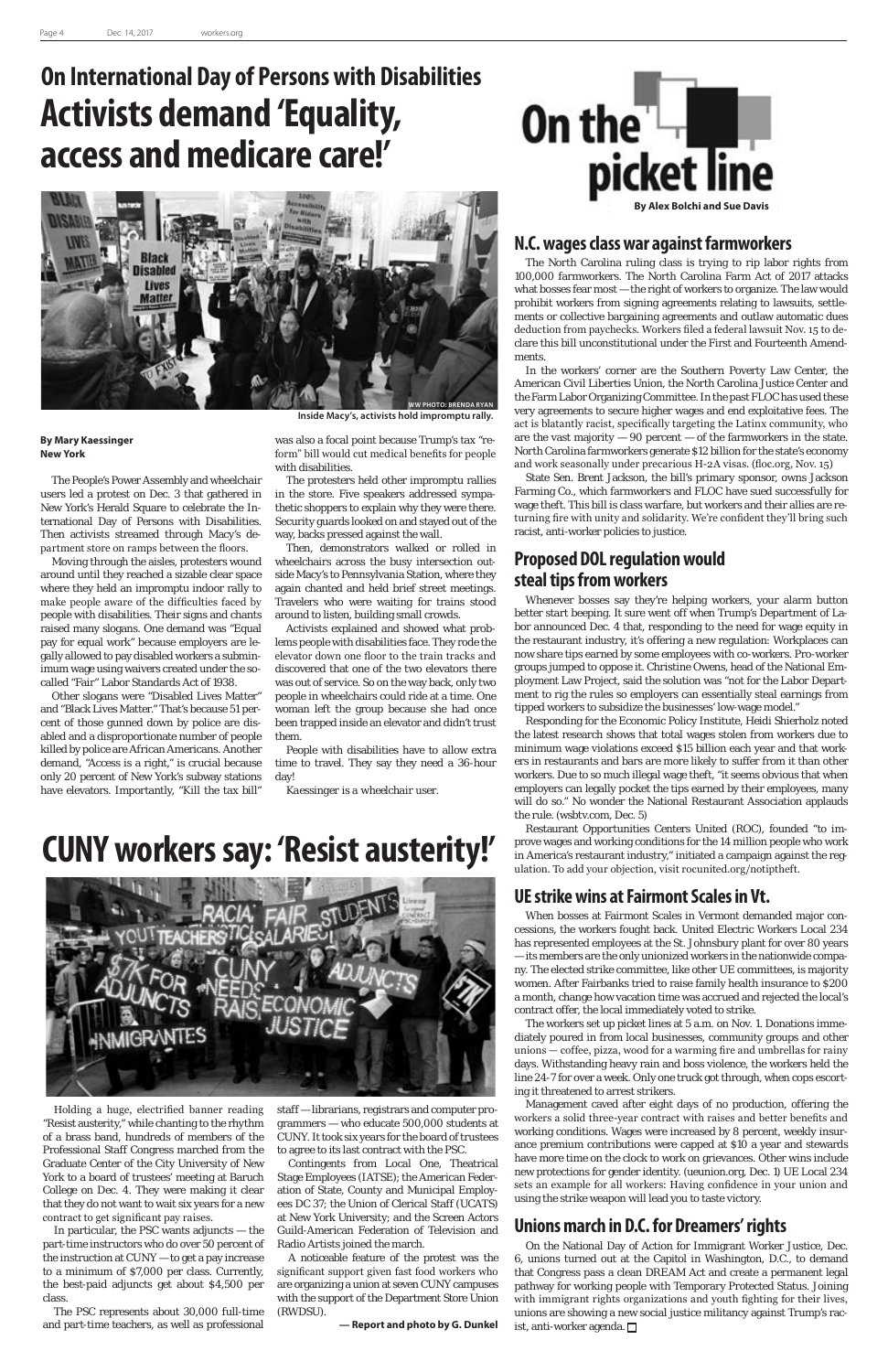## On International Day of Persons with Disabilities

# Activists demand 'Equality, access and medicare care!'

WW PHOTO: BRENDA RYAN

Inside Macy's, activists hold impromptu rally.

**By Mary Kaessinger**
**New York**

The People's Power Assembly and wheelchair users led a protest on Dec. 3 that gathered in New York's Herald Square to celebrate the International Day of Persons with Disabilities. Then activists streamed through Macy's department store on ramps between the floors.

Moving through the aisles, protesters wound around until they reached a sizable clear space where they held an impromptu indoor rally to make people aware of the difficulties faced by people with disabilities. Their signs and chants raised many slogans. One demand was "Equal pay for equal work" because employers are legally allowed to pay disabled workers a subminimum wage using waivers created under the so-called "Fair" Labor Standards Act of 1938.

Other slogans were "Disabled Lives Matter" and "Black Lives Matter." That's because 51 percent of those gunned down by police are disabled and a disproportionate number of people killed by police are African Americans. Another demand, "Access is a right," is crucial because only 20 percent of New York's subway stations have elevators. Importantly, "Kill the tax bill" was also a focal point because Trump's tax "reform" bill would cut medical benefits for people with disabilities.

The protesters held other impromptu rallies in the store. Five speakers addressed sympathetic shoppers to explain why they were there. Security guards looked on and stayed out of the way, backs pressed against the wall.

Then, demonstrators walked or rolled in wheelchairs across the busy intersection outside Macy's to Pennsylvania Station, where they again chanted and held brief street meetings. Travelers who were waiting for trains stood around to listen, building small crowds.

Activists explained and showed what problems people with disabilities face. They rode the elevator down one floor to the train tracks and discovered that one of the two elevators there was out of service. So on the way back, only two people in wheelchairs could ride at a time. One woman left the group because she had once been trapped inside an elevator and didn't trust them.

People with disabilities have to allow extra time to travel. They say they need a 36-hour day!

*Kaessinger is a wheelchair user.*

# CUNY workers say: 'Resist austerity!'

Holding a huge, electrified banner reading "Resist austerity," while chanting to the rhythm of a brass band, hundreds of members of the Professional Staff Congress marched from the Graduate Center of the City University of New York to a board of trustees' meeting at Baruch College on Dec. 4. They were making it clear that they do not want to wait six years for a new contract to get significant pay raises.

In particular, the PSC wants adjuncts — the part-time instructors who do over 50 percent of the instruction at CUNY — to get a pay increase to a minimum of $7,000 per class. Currently, the best-paid adjuncts get about $4,500 per class.

The PSC represents about 30,000 full-time and part-time teachers, as well as professional staff — librarians, registrars and computer programmers — who educate 500,000 students at CUNY. It took six years for the board of trustees to agree to its last contract with the PSC.

Contingents from Local One, Theatrical Stage Employees (IATSE); the American Federation of State, County and Municipal Employees DC 37; the Union of Clerical Staff (UCATS) at New York University; and the Screen Actors Guild-American Federation of Television and Radio Artists joined the march.

A noticeable feature of the protest was the significant support given fast food workers who are organizing a union at seven CUNY campuses with the support of the Department Store Union (RWDSU).

**— Report and photo by G. Dunkel**

# On the picket line

**By Alex Bolchi and Sue Davis**

## N.C. wages class war against farmworkers

The North Carolina ruling class is trying to rip labor rights from 100,000 farmworkers. The North Carolina Farm Act of 2017 attacks what bosses fear most — the right of workers to organize. The law would prohibit workers from signing agreements relating to lawsuits, settlements or collective bargaining agreements and outlaw automatic dues deduction from paychecks. Workers filed a federal lawsuit Nov. 15 to declare this bill unconstitutional under the First and Fourteenth Amendments.

In the workers' corner are the Southern Poverty Law Center, the American Civil Liberties Union, the North Carolina Justice Center and the Farm Labor Organizing Committee. In the past FLOC has used these very agreements to secure higher wages and end exploitative fees. The act is blatantly racist, specifically targeting the Latinx community, who are the vast majority — 90 percent — of the farmworkers in the state. North Carolina farmworkers generate $12 billion for the state's economy and work seasonally under precarious H-2A visas. (floc.org, Nov. 15)

State Sen. Brent Jackson, the bill's primary sponsor, owns Jackson Farming Co., which farmworkers and FLOC have sued successfully for wage theft. This bill is class warfare, but workers and their allies are returning fire with unity and solidarity. We're confident they'll bring such racist, anti-worker policies to justice.

## Proposed DOL regulation would steal tips from workers

Whenever bosses say they're helping workers, your alarm button better start beeping. It sure went off when Trump's Department of Labor announced Dec. 4 that, responding to the need for wage equity in the restaurant industry, it's offering a new regulation: Workplaces can now share tips earned by some employees with co-workers. Pro-worker groups jumped to oppose it. Christine Owens, head of the National Employment Law Project, said the solution was "not for the Labor Department to rig the rules so employers can essentially steal earnings from tipped workers to subsidize the businesses' low-wage model."

Responding for the Economic Policy Institute, Heidi Shierholz noted the latest research shows that total wages stolen from workers due to minimum wage violations exceed $15 billion each year and that workers in restaurants and bars are more likely to suffer from it than other workers. Due to so much illegal wage theft, "it seems obvious that when employers can legally pocket the tips earned by their employees, many will do so." No wonder the National Restaurant Association applauds the rule. (wsbtv.com, Dec. 5)

Restaurant Opportunities Centers United (ROC), founded "to improve wages and working conditions for the 14 million people who work in America's restaurant industry," initiated a campaign against the regulation. To add your objection, visit rocunited.org/notiptheft.

## UE strike wins at Fairmont Scales in Vt.

When bosses at Fairmont Scales in Vermont demanded major concessions, the workers fought back. United Electric Workers Local 234 has represented employees at the St. Johnsbury plant for over 80 years — its members are the only unionized workers in the nationwide company. The elected strike committee, like other UE committees, is majority women. After Fairbanks tried to raise family health insurance to $200 a month, change how vacation time was accrued and rejected the local's contract offer, the local immediately voted to strike.

The workers set up picket lines at 5 a.m. on Nov. 1. Donations immediately poured in from local businesses, community groups and other unions — coffee, pizza, wood for a warming fire and umbrellas for rainy days. Withstanding heavy rain and boss violence, the workers held the line 24-7 for over a week. Only one truck got through, when cops escorting it threatened to arrest strikers.

Management caved after eight days of no production, offering the workers a solid three-year contract with raises and better benefits and working conditions. Wages were increased by 8 percent, weekly insurance premium contributions were capped at $10 a year and stewards have more time on the clock to work on grievances. Other wins include new protections for gender identity. (ueunion.org, Dec. 1) UE Local 234 sets an example for all workers: Having confidence in your union and using the strike weapon will lead you to taste victory.

## Unions march in D.C. for Dreamers' rights

On the National Day of Action for Immigrant Worker Justice, Dec. 6, unions turned out at the Capitol in Washington, D.C., to demand that Congress pass a clean DREAM Act and create a permanent legal pathway for working people with Temporary Protected Status. Joining with immigrant rights organizations and youth fighting for their lives, unions are showing a new social justice militancy against Trump's racist, anti-worker agenda. □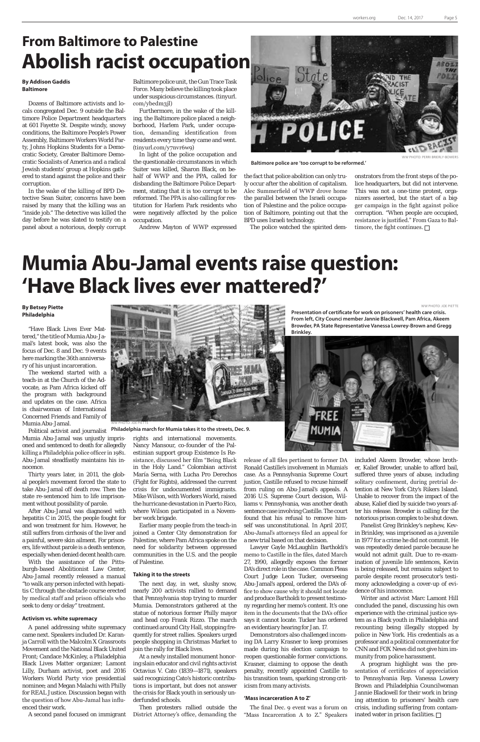## From Baltimore to Palestine

# Abolish racist occupation

**By Addison Gaddis**
**Baltimore**

Dozens of Baltimore activists and locals congregated Dec. 9 outside the Baltimore Police Department headquarters at 601 Fayette St. Despite windy, snowy conditions, the Baltimore People's Power Assembly, Baltimore Workers World Party, Johns Hopkins Students for a Democratic Society, Greater Baltimore Democratic Socialists of America and a radical Jewish students' group at Hopkins gathered to stand against the police and their corruption.

In the wake of the killing of BPD Detective Sean Suiter, concerns have been raised by many that the killing was an "inside job." The detective was killed the day before he was slated to testify on a panel about a notorious, deeply corrupt Baltimore police unit, the Gun Trace Task Force. Many believe the killing took place under suspicious circumstances. (tinyurl.com/ybedm3jl)

Furthermore, in the wake of the killing, the Baltimore police placed a neighborhood, Harlem Park, under occupation, demanding identification from residents every time they came and went. (tinyurl.com/y7nvr6w9)

In light of the police occupation and the questionable circumstances in which Suiter was killed, Sharon Black, on behalf of WWP and the PPA, called for disbanding the Baltimore Police Department, stating that it is too corrupt to be reformed. The PPA is also calling for restitution for Harlem Park residents who were negatively affected by the police occupation.

Andrew Mayton of WWP expressed the fact that police abolition can only truly occur after the abolition of capitalism. Alec Summerfield of WWP drove home the parallel between the Israeli occupation of Palestine and the police occupation of Baltimore, pointing out that the BPD uses Israeli technology.

The police watched the spirited demonstrators from the front steps of the police headquarters, but did not intervene. This was not a one-time protest, organizers asserted, but the start of a bigger campaign in the fight against police corruption. "When people are occupied, resistance is justified." From Gaza to Baltimore, the fight continues. □

WW PHOTO: PERRI BRIERLY-BOWERS

**Baltimore police are 'too corrupt to be reformed.'**

# Mumia Abu-Jamal events raise question: 'Have Black lives ever mattered?'

**By Betsey Piette**
**Philadelphia**

"Have Black Lives Ever Mattered," the title of Mumia Abu-Jamal's latest book, was also the focus of Dec. 8 and Dec. 9 events here marking the 36th anniversary of his unjust incarceration.

The weekend started with a teach-in at the Church of the Advocate, as Pam Africa kicked off the program with background and updates on the case. Africa is chairwoman of International Concerned Friends and Family of Mumia Abu-Jamal.

Political activist and journalist Mumia Abu-Jamal was unjustly imprisoned and sentenced to death for allegedly killing a Philadelphia police officer in 1981. Abu-Jamal steadfastly maintains his innocence.

Thirty years later, in 2011, the global people's movement forced the state to take Abu-Jamal off death row. Then the state re-sentenced him to life imprisonment without possibility of parole.

After Abu-Jamal was diagnosed with hepatitis C in 2015, the people fought for and won treatment for him. However, he still suffers from cirrhosis of the liver and a painful, severe skin ailment. For prisoners, life without parole is a death sentence, especially when denied decent health care.

With the assistance of the Pittsburgh-based Abolitionist Law Center, Abu-Jamal recently released a manual "to walk any person infected with hepatitis C through the obstacle course erected by medical staff and prison officials who seek to deny or delay" treatment.

WW PHOTO: JOE PIETTE

**Philadelphia march for Mumia takes it to the streets, Dec. 9.**

WW PHOTO: JOE PIETTE

**Presentation of certificate for work on prisoners' health care crisis. From left, City Council member Jannie Blackwell, Pam Africa, Akeem Browder, PA State Representative Vanessa Lowery-Brown and Gregg Brinkley.**

### Activism vs. white supremacy

A panel addressing white supremacy came next. Speakers included Dr. Karanja Carroll with the Malcolm X Grassroots Movement and the National Black United Front; Candace McKinley, a Philadelphia Black Lives Matter organizer; Lamont Lilly, Durham activist, poet and 2016 Workers World Party vice presidential nominee; and Megan Malachi with Philly for REAL Justice. Discussion began with the question of how Abu-Jamal has influenced their work.

A second panel focused on immigrant rights and international movements. Nancy Mansour, co-founder of the Palestinian support group Existence Is Resistance, discussed her film "Being Black in the Holy Land." Colombian activist María Serna, with Lucha Pro Derechos (Fight for Rights), addressed the current crisis for undocumented immigrants. Mike Wilson, with Workers World, raised the hurricane devastation in Puerto Rico, where Wilson participated in a November work brigade.

Earlier many people from the teach-in joined a Center City demonstration for Palestine, where Pam Africa spoke on the need for solidarity between oppressed communities in the U.S. and the people of Palestine.

### Taking it to the streets

The next day, in wet, slushy snow, nearly 200 activists rallied to demand that Pennsylvania stop trying to murder Mumia. Demonstrators gathered at the statue of notorious former Philly mayor and head cop Frank Rizzo. The march continued around City Hall, stopping frequently for street rallies. Speakers urged people shopping in Christmas Market to join the rally for Black lives.

At a newly installed monument honoring slain educator and civil rights activist Octavius V. Cato (1839—1871), speakers said recognizing Cato's historic contributions is important, but does not answer the crisis for Black youth in seriously underfunded schools.

Then protesters rallied outside the District Attorney's office, demanding the release of all files pertinent to former DA Ronald Castille's involvement in Mumia's case. As a Pennsylvania Supreme Court justice, Castille refused to recuse himself from ruling on Abu-Jamal's appeals. A 2016 U.S. Supreme Court decision, Williams v. Pennsylvania, was another death sentence case involving Castille. The court found that his refusal to remove himself was unconstitutional. In April 2017, Abu-Jamal's attorneys filed an appeal for a new trial based on that decision.

Lawyer Gayle McLaughlin Bartholdi's memo to Castille in the files, dated March 27, 1990, allegedly exposes the former DA's direct role in the case. Common Pleas Court Judge Leon Tucker, overseeing Abu-Jamal's appeal, ordered the DA's office to show cause why it should not locate and produce Bartholdi to present testimony regarding her memo's content. It's one item in the documents that the DA's office says it cannot locate. Tucker has ordered an evidentiary hearing for Jan. 17.

Demonstrators also challenged incoming DA Larry Krasner to keep promises made during his election campaign to reopen questionable former convictions. Krasner, claiming to oppose the death penalty, recently appointed Castille to his transition team, sparking strong criticism from many activists.

### 'Mass incarceration A to Z'

The final Dec. 9 event was a forum on "Mass Incarceration A to Z." Speakers included Akeem Browder, whose brother, Kalief Browder, unable to afford bail, suffered three years of abuse, including solitary confinement, during pretrial detention at New York City's Rikers Island. Unable to recover from the impact of the abuse, Kalief died by suicide two years after his release. Browder is calling for the notorious prison complex to be shut down.

Panelist Greg Brinkley's nephew, Kevin Brinkley, was imprisoned as a juvenile in 1977 for a crime he did not commit. He was repeatedly denied parole because he would not admit guilt. Due to re-examination of juvenile life sentences, Kevin is being released, but remains subject to parole despite recent prosecutor's testimony acknowledging a cover-up of evidence of his innocence.

Writer and activist Marc Lamont Hill concluded the panel, discussing his own experience with the criminal justice system as a Black youth in Philadelphia and recounting being illegally stopped by police in New York. His credentials as a professor and a political commentator for CNN and FOX News did not give him immunity from police harassment.

A program highlight was the presentation of certificates of appreciation to Pennsylvania Rep. Vanessa Lowery Brown and Philadelphia Councilwoman Jannie Blackwell for their work in bringing attention to prisoners' health care crisis, including suffering from contaminated water in prison facilities. □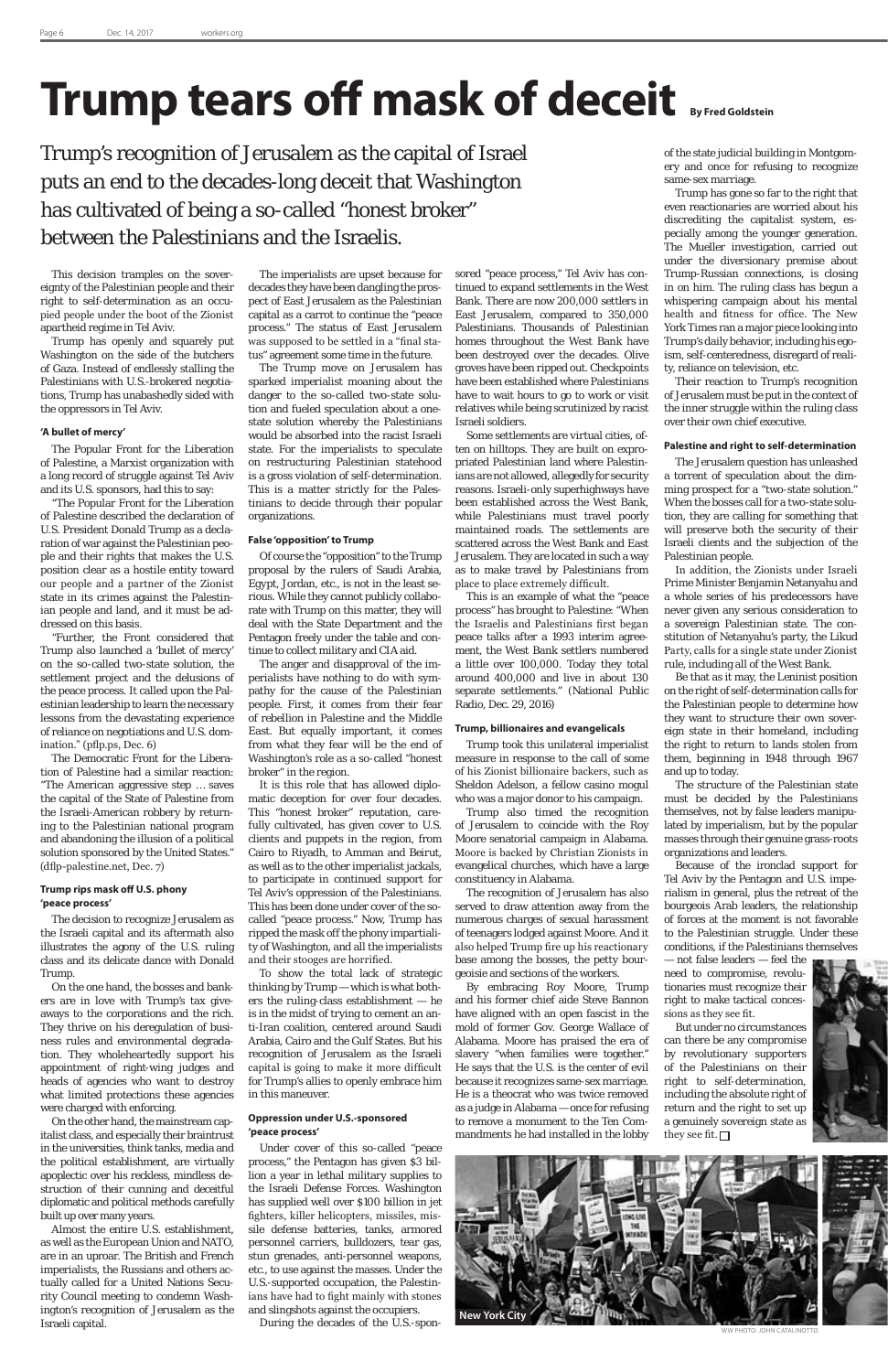# Trump tears off mask of deceit

**By Fred Goldstein**

Trump's recognition of Jerusalem as the capital of Israel puts an end to the decades-long deceit that Washington has cultivated of being a so-called "honest broker" between the Palestinians and the Israelis.

This decision tramples on the sovereignty of the Palestinian people and their right to self-determination as an occupied people under the boot of the Zionist apartheid regime in Tel Aviv.

Trump has openly and squarely put Washington on the side of the butchers of Gaza. Instead of endlessly stalling the Palestinians with U.S.-brokered negotiations, Trump has unabashedly sided with the oppressors in Tel Aviv.

#### 'A bullet of mercy'

The Popular Front for the Liberation of Palestine, a Marxist organization with a long record of struggle against Tel Aviv and its U.S. sponsors, had this to say:

"The Popular Front for the Liberation of Palestine described the declaration of U.S. President Donald Trump as a declaration of war against the Palestinian people and their rights that makes the U.S. position clear as a hostile entity toward our people and a partner of the Zionist state in its crimes against the Palestinian people and land, and it must be addressed on this basis.

"Further, the Front considered that Trump also launched a 'bullet of mercy' on the so-called two-state solution, the settlement project and the delusions of the peace process. It called upon the Palestinian leadership to learn the necessary lessons from the devastating experience of reliance on negotiations and U.S. domination." (pflp.ps, Dec. 6)

The Democratic Front for the Liberation of Palestine had a similar reaction: "The American aggressive step … saves the capital of the State of Palestine from the Israeli-American robbery by returning to the Palestinian national program and abandoning the illusion of a political solution sponsored by the United States." (dflp-palestine.net, Dec. 7)

#### Trump rips mask off U.S. phony 'peace process'

The decision to recognize Jerusalem as the Israeli capital and its aftermath also illustrates the agony of the U.S. ruling class and its delicate dance with Donald Trump.

On the one hand, the bosses and bankers are in love with Trump's tax giveaways to the corporations and the rich. They thrive on his deregulation of business rules and environmental degradation. They wholeheartedly support his appointment of right-wing judges and heads of agencies who want to destroy what limited protections these agencies were charged with enforcing.

On the other hand, the mainstream capitalist class, and especially their braintrust in the universities, think tanks, media and the political establishment, are virtually apoplectic over his reckless, mindless destruction of their cunning and deceitful diplomatic and political methods carefully built up over many years.

Almost the entire U.S. establishment, as well as the European Union and NATO, are in an uproar. The British and French imperialists, the Russians and others actually called for a United Nations Security Council meeting to condemn Washington's recognition of Jerusalem as the Israeli capital.

The imperialists are upset because for decades they have been dangling the prospect of East Jerusalem as the Palestinian capital as a carrot to continue the "peace process." The status of East Jerusalem was supposed to be settled in a "final status" agreement some time in the future.

The Trump move on Jerusalem has sparked imperialist moaning about the danger to the so-called two-state solution and fueled speculation about a one-state solution whereby the Palestinians would be absorbed into the racist Israeli state. For the imperialists to speculate on restructuring Palestinian statehood is a gross violation of self-determination. This is a matter strictly for the Palestinians to decide through their popular organizations.

#### False 'opposition' to Trump

Of course the "opposition" to the Trump proposal by the rulers of Saudi Arabia, Egypt, Jordan, etc., is not in the least serious. While they cannot publicly collaborate with Trump on this matter, they will deal with the State Department and the Pentagon freely under the table and continue to collect military and CIA aid.

The anger and disapproval of the imperialists have nothing to do with sympathy for the cause of the Palestinian people. First, it comes from their fear of rebellion in Palestine and the Middle East. But equally important, it comes from what they fear will be the end of Washington's role as a so-called "honest broker" in the region.

It is this role that has allowed diplomatic deception for over four decades. This "honest broker" reputation, carefully cultivated, has given cover to U.S. clients and puppets in the region, from Cairo to Riyadh, to Amman and Beirut, as well as to the other imperialist jackals, to participate in continued support for Tel Aviv's oppression of the Palestinians. This has been done under cover of the so-called "peace process." Now, Trump has ripped the mask off the phony impartiality of Washington, and all the imperialists and their stooges are horrified.

To show the total lack of strategic thinking by Trump — which is what bothers the ruling-class establishment — he is in the midst of trying to cement an anti-Iran coalition, centered around Saudi Arabia, Cairo and the Gulf States. But his recognition of Jerusalem as the Israeli capital is going to make it more difficult for Trump's allies to openly embrace him in this maneuver.

#### Oppression under U.S.-sponsored 'peace process'

Under cover of this so-called "peace process," the Pentagon has given $3 billion a year in lethal military supplies to the Israeli Defense Forces. Washington has supplied well over $100 billion in jet fighters, killer helicopters, missiles, missile defense batteries, tanks, armored personnel carriers, bulldozers, tear gas, stun grenades, anti-personnel weapons, etc., to use against the masses. Under the U.S.-supported occupation, the Palestinians have had to fight mainly with stones and slingshots against the occupiers.

During the decades of the U.S.-sponsored "peace process," Tel Aviv has continued to expand settlements in the West Bank. There are now 200,000 settlers in East Jerusalem, compared to 350,000 Palestinians. Thousands of Palestinian homes throughout the West Bank have been destroyed over the decades. Olive groves have been ripped out. Checkpoints have been established where Palestinians have to wait hours to go to work or visit relatives while being scrutinized by racist Israeli soldiers.

Some settlements are virtual cities, often on hilltops. They are built on expropriated Palestinian land where Palestinians are not allowed, allegedly for security reasons. Israeli-only superhighways have been established across the West Bank, while Palestinians must travel poorly maintained roads. The settlements are scattered across the West Bank and East Jerusalem. They are located in such a way as to make travel by Palestinians from place to place extremely difficult.

This is an example of what the "peace process" has brought to Palestine: "When the Israelis and Palestinians first began peace talks after a 1993 interim agreement, the West Bank settlers numbered a little over 100,000. Today they total around 400,000 and live in about 130 separate settlements." (National Public Radio, Dec. 29, 2016)

#### Trump, billionaires and evangelicals

Trump took this unilateral imperialist measure in response to the call of some of his Zionist billionaire backers, such as Sheldon Adelson, a fellow casino mogul who was a major donor to his campaign.

Trump also timed the recognition of Jerusalem to coincide with the Roy Moore senatorial campaign in Alabama. Moore is backed by Christian Zionists in evangelical churches, which have a large constituency in Alabama.

The recognition of Jerusalem has also served to draw attention away from the numerous charges of sexual harassment of teenagers lodged against Moore. And it also helped Trump fire up his reactionary base among the bosses, the petty bourgeoisie and sections of the workers.

By embracing Roy Moore, Trump and his former chief aide Steve Bannon have aligned with an open fascist in the mold of former Gov. George Wallace of Alabama. Moore has praised the era of slavery "when families were together." He says that the U.S. is the center of evil because it recognizes same-sex marriage. He is a theocrat who was twice removed as a judge in Alabama — once for refusing to remove a monument to the Ten Commandments he had installed in the lobby of the state judicial building in Montgomery and once for refusing to recognize same-sex marriage.

Trump has gone so far to the right that even reactionaries are worried about his discrediting the capitalist system, especially among the younger generation. The Mueller investigation, carried out under the diversionary premise about Trump-Russian connections, is closing in on him. The ruling class has begun a whispering campaign about his mental health and fitness for office. The New York Times ran a major piece looking into Trump's daily behavior, including his egoism, self-centeredness, disregard of reality, reliance on television, etc.

Their reaction to Trump's recognition of Jerusalem must be put in the context of the inner struggle within the ruling class over their own chief executive.

#### Palestine and right to self-determination

The Jerusalem question has unleashed a torrent of speculation about the dimming prospect for a "two-state solution." When the bosses call for a two-state solution, they are calling for something that will preserve both the security of their Israeli clients and the subjection of the Palestinian people.

In addition, the Zionists under Israeli Prime Minister Benjamin Netanyahu and a whole series of his predecessors have never given any serious consideration to a sovereign Palestinian state. The constitution of Netanyahu's party, the Likud Party, calls for a single state under Zionist rule, including all of the West Bank.

Be that as it may, the Leninist position on the right of self-determination calls for the Palestinian people to determine how they want to structure their own sovereign state in their homeland, including the right to return to lands stolen from them, beginning in 1948 through 1967 and up to today.

The structure of the Palestinian state must be decided by the Palestinians themselves, not by false leaders manipulated by imperialism, but by the popular masses through their genuine grass-roots organizations and leaders.

Because of the ironclad support for Tel Aviv by the Pentagon and U.S. imperialism in general, plus the retreat of the bourgeois Arab leaders, the relationship of forces at the moment is not favorable to the Palestinian struggle. Under these conditions, if the Palestinians themselves — not false leaders — feel the need to compromise, revolutionaries must recognize their right to make tactical concessions as they see fit.

But under no circumstances can there be any compromise by revolutionary supporters of the Palestinians on their right to self-determination, including the absolute right of return and the right to set up a genuinely sovereign state as they see fit. □

New York City

WW PHOTO: JOHN CATALINOTTO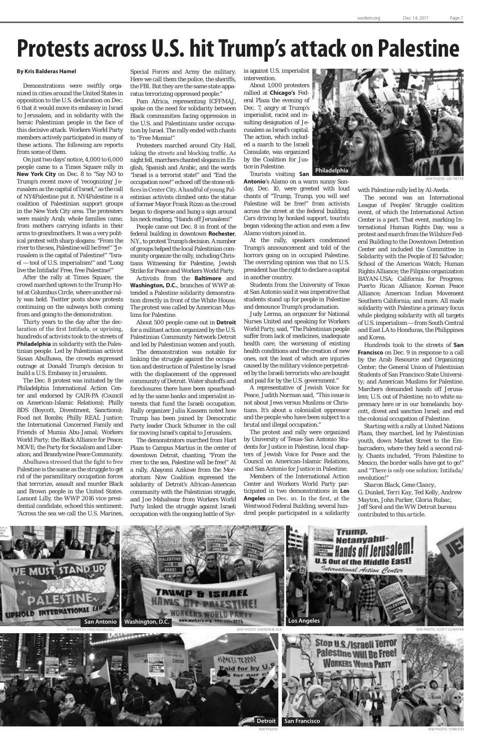# Protests across U.S. hit Trump's attack on Palestine

**By Kris Balderas Hamel**

Demonstrations were swiftly organized in cities around the United States in opposition to the U.S. declaration on Dec. 6 that it would move its embassy in Israel to Jerusalem, and in solidarity with the heroic Palestinian people in the face of this decisive attack. Workers World Party members actively participated in many of these actions. The following are reports from some of them.

On just two days' notice, 4,000 to 6,000 people came to a Times Square rally in **New York City** on Dec. 8 to "Say NO to Trump's recent move of 'recognizing' Jerusalem as the capital of Israel," as the call of NY4Palestine put it. NY4Palestine is a coalition of Palestinian support groups in the New York City area. The protesters were mainly Arab; whole families came, from mothers carrying infants in their arms to grandmothers. It was a very political protest with sharp slogans: "From the river to the sea, Palestine will be free!" "Jerusalem is the capital of Palestine!" "Israel — tool of U.S. imperialism!" and "Long live the Intifada! Free, free Palestine!"

After the rally at Times Square, the crowd marched uptown to the Trump Hotel at Columbus Circle, where another rally was held. Twitter posts show protests continuing on the subways both coming from and going to the demonstration.

Thirty years to the day after the declaration of the first Intifada, or uprising, hundreds of activists took to the streets of **Philadelphia** in solidarity with the Palestinian people. Led by Palestinian activist Susan Abulhawa, the crowds expressed outrage at Donald Trump's decision to build a U.S. Embassy in Jerusalem.

The Dec. 8 protest was initiated by the Philadelphia International Action Center and endorsed by CAIR-PA (Council on American-Islamic Relations); Philly BDS (Boycott, Divestment, Sanctions); Food not Bombs; Philly REAL Justice; the International Concerned Family and Friends of Mumia Abu-Jamal; Workers World Party; the Black Alliance for Peace; MOVE; the Party for Socialism and Liberation; and Brandywine Peace Community.

Abulhawa stressed that the fight to free Palestine is the same as the struggle to get rid of the paramilitary occupation forces that terrorize, assault and murder Black and Brown people in the United States. Lamont Lilly, the WWP 2016 vice presidential candidate, echoed this sentiment: "Across the sea we call the U.S. Marines, Special Forces and Army the military. Here we call them the police, the sheriffs, the FBI. But they are the same state apparatus terrorizing oppressed people."

Pam Africa, representing ICFFMAJ, spoke on the need for solidarity between Black communities facing oppression in the U.S. and Palestinians under occupation by Israel. The rally ended with chants to "Free Mumia!"

Protesters marched around City Hall, taking the streets and blocking traffic. As night fell, marchers chanted slogans in English, Spanish and Arabic, and the words "Israel is a terrorist state!" and "End the occupation now!" echoed off the stone edifices in Center City. A handful of young Palestinian activists climbed onto the statue of former Mayor Frank Rizzo as the crowd began to disperse and hung a sign around his neck reading, "Hands off Jerusalem!"

People came out Dec. 8 in front of the federal building in downtown **Rochester**, N.Y., to protest Trump's decision. A number of groups helped the local Palestinian community organize the rally, including Christians Witnessing for Palestine, Jewish Strike for Peace and Workers World Party.

Activists from the **Baltimore** and **Washington, D.C.**, branches of WWP attended a Palestine solidarity demonstration directly in front of the White House. The protest was called by American Muslims for Palestine.

About 500 people came out in **Detroit** for a militant action organized by the U.S. Palestinian Community Network-Detroit and led by Palestinian women and youth.

The demonstration was notable for linking the struggle against the occupation and destruction of Palestine by Israel with the displacement of the oppressed community of Detroit. Water shutoffs and foreclosures there have been spearheaded by the same banks and imperialist interests that fund the Israeli occupation. Rally organizer Julia Kassem noted how Trump has been joined by Democratic Party leader Chuck Schumer in the call for moving Israel's capital to Jerusalem.

The demonstrators marched from Hart Plaza to Campus Martius in the center of downtown Detroit, chanting, "From the river to the sea, Palestine will be free!" At a rally, Abayomi Azikiwe from the Moratorium Now Coalition expressed the solidarity of Detroit's African-American community with the Palestinian struggle, and Joe Mshahwar from Workers World Party linked the struggle against Israeli occupation with the ongoing battle of Syria against U.S. imperialist intervention.

About 1,000 protesters rallied at **Chicago's** Federal Plaza the evening of Dec. 7, angry at Trump's imperialist, racist and insulting designation of Jerusalem as Israel's capital. The action, which included a march to the Israeli Consulate, was organized by the Coalition for Justice in Palestine.

Philadelphia

WW PHOTO: JOE PIETTE

Tourists visiting **San Antonio**'s Alamo on a warm sunny Sunday, Dec. 10, were greeted with loud chants of "Trump, Trump, you will see! Palestine will be free!" from activists across the street at the federal building. Cars driving by honked support, tourists began videoing the action and even a few Alamo visitors joined in.

At the rally, speakers condemned Trump's announcement and told of the horrors going on in occupied Palestine. The overriding opinion was that no U.S. president has the right to declare a capital in another country.

Students from the University of Texas at San Antonio said it was imperative that students stand up for people in Palestine and denounce Trump's proclamation.

Judy Lerma, an organizer for National Nurses United and speaking for Workers World Party, said, "The Palestinian people suffer from lack of medicines, inadequate health care, the worsening of existing health conditions and the creation of new ones, not the least of which are injuries caused by the military violence perpetrated by the Israeli terrorists who are bought and paid for by the U.S. government."

A representative of Jewish Voice for Peace, Judith Norman said, "This issue is not about Jews versus Muslims or Christians. It's about a colonialist oppressor and the people who have been subject to a brutal and illegal occupation."

The protest and rally were organized by University of Texas-San Antonio Students for Justice in Palestine, local chapters of Jewish Voice for Peace and the Council on American-Islamic Relations, and San Antonio for Justice in Palestine.

Members of the International Action Center and Workers World Party participated in two demonstrations in **Los Angeles** on Dec. 10. In the first, at the Westwood Federal Building, several hundred people participated in a solidarity with Palestine rally led by Al-Awda.

The second was an International League of Peoples' Struggle coalition event, of which the International Action Center is a part. That event, marking International Human Rights Day, was a protest and march from the Wilshire Federal Building to the Downtown Detention Center and included the Committee in Solidarity with the People of El Salvador; School of the Americas Watch; Human Rights Alliance; the Filipino organization BAYAN-USA; California for Progress; Puerto Rican Alliance; Korean Peace Alliance; American Indian Movement Southern California; and more. All made solidarity with Palestine a primary focus while pledging solidarity with all targets of U.S. imperialism — from South Central and East LA to Honduras, the Philippines and Korea.

Hundreds took to the streets of **San Francisco** on Dec. 9 in response to a call by the Arab Resource and Organizing Center; the General Union of Palestinian Students of San Francisco State University; and American Muslims for Palestine. Marchers demanded hands off Jerusalem; U.S. out of Palestine; no to white supremacy here or in our homelands; boycott, divest and sanction Israel; and end the colonial occupation of Palestine.

Starting with a rally at United Nations Plaza, they marched, led by Palestinian youth, down Market Street to the Embarcadero, where they held a second rally. Chants included, "From Palestine to Mexico, the border walls have got to go!" and "There is only one solution: Intifada/revolution!"

*Sharon Black, Gene Clancy, G. Dunkel, Terri Kay, Ted Kelly, Andrew Mayton, John Parker, Gloria Rubac, Jeff Sorel and the WW Detroit bureau contributed to this article.*

San Antonio

WW PHOTO: PANCHO VALDEZ

Washington, D.C.

WW PHOTO: SHARON BLACK

Los Angeles

WW PHOTO: SCOTT SCHEFFER

Detroit

WW PHOTO

San Francisco

WW PHOTO: TERRI KAY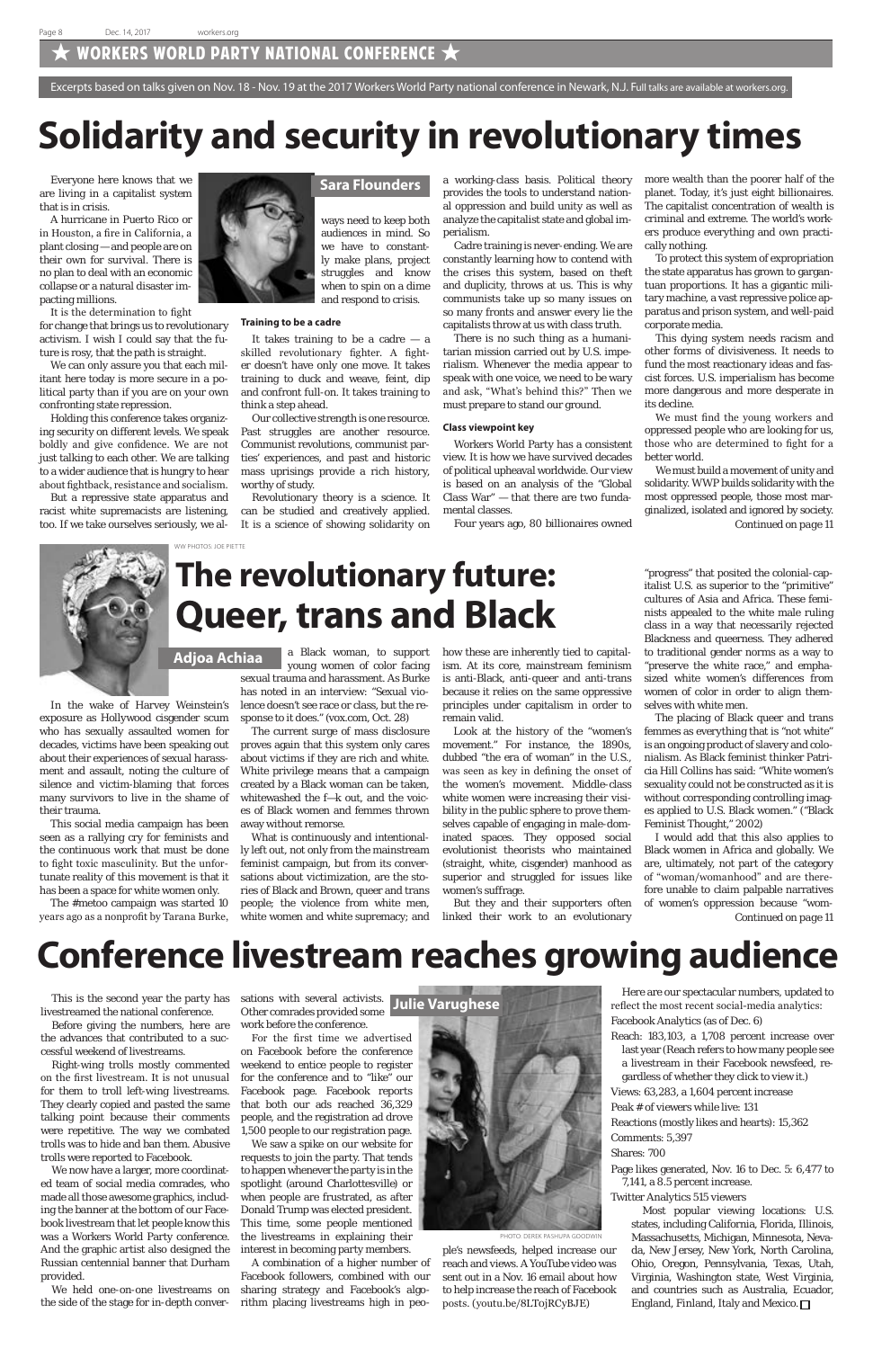## ★ WORKERS WORLD PARTY NATIONAL CONFERENCE ★

Excerpts based on talks given on Nov. 18 - Nov. 19 at the 2017 Workers World Party national conference in Newark, N.J. Full talks are available at workers.org.

# Solidarity and security in revolutionary times

**Sara Flounders**

Everyone here knows that we are living in a capitalist system that is in crisis.

A hurricane in Puerto Rico or in Houston, a fire in California, a plant closing — and people are on their own for survival. There is no plan to deal with an economic collapse or a natural disaster impacting millions.

It is the determination to fight for change that brings us to revolutionary activism. I wish I could say that the future is rosy, that the path is straight.

We can only assure you that each militant here today is more secure in a political party than if you are on your own confronting state repression.

Holding this conference takes organizing security on different levels. We speak boldly and give confidence. We are not just talking to each other. We are talking to a wider audience that is hungry to hear about fightback, resistance and socialism.

But a repressive state apparatus and racist white supremacists are listening, too. If we take ourselves seriously, we always need to keep both audiences in mind. So we have to constantly make plans, project struggles and know when to spin on a dime and respond to crisis.

### Training to be a cadre

It takes training to be a cadre — a skilled revolutionary fighter. A fighter doesn't have only one move. It takes training to duck and weave, feint, dip and confront full-on. It takes training to think a step ahead.

Our collective strength is one resource. Past struggles are another resource. Communist revolutions, communist parties' experiences, and past and historic mass uprisings provide a rich history, worthy of study.

Revolutionary theory is a science. It can be studied and creatively applied. It is a science of showing solidarity on a working-class basis. Political theory provides the tools to understand national oppression and build unity as well as analyze the capitalist state and global imperialism.

Cadre training is never-ending. We are constantly learning how to contend with the crises this system, based on theft and duplicity, throws at us. This is why communists take up so many issues on so many fronts and answer every lie the capitalists throw at us with class truth.

There is no such thing as a humanitarian mission carried out by U.S. imperialism. Whenever the media appear to speak with one voice, we need to be wary and ask, "What's behind this?" Then we must prepare to stand our ground.

### Class viewpoint key

Workers World Party has a consistent view. It is how we have survived decades of political upheaval worldwide. Our view is based on an analysis of the "Global Class War" — that there are two fundamental classes.

Four years ago, 80 billionaires owned more wealth than the poorer half of the planet. Today, it's just eight billionaires. The capitalist concentration of wealth is criminal and extreme. The world's workers produce everything and own practically nothing.

To protect this system of expropriation the state apparatus has grown to gargantuan proportions. It has a gigantic military machine, a vast repressive police apparatus and prison system, and well-paid corporate media.

This dying system needs racism and other forms of divisiveness. It needs to fund the most reactionary ideas and fascist forces. U.S. imperialism has become more dangerous and more desperate in its decline.

We must find the young workers and oppressed people who are looking for us, those who are determined to fight for a better world.

We must build a movement of unity and solidarity. WWP builds solidarity with the most oppressed people, those most marginalized, isolated and ignored by society.

Continued on page 11

WW PHOTOS: JOE PIETTE

# The revolutionary future: Queer, trans and Black

**Adjoa Achiaa**

In the wake of Harvey Weinstein's exposure as Hollywood cisgender scum who has sexually assaulted women for decades, victims have been speaking out about their experiences of sexual harassment and assault, noting the culture of silence and victim-blaming that forces many survivors to live in the shame of their trauma.

This social media campaign has been seen as a rallying cry for feminists and the continuous work that must be done to fight toxic masculinity. But the unfortunate reality of this movement is that it has been a space for white women only.

The #metoo campaign was started 10 years ago as a nonprofit by Tarana Burke, a Black woman, to support young women of color facing sexual trauma and harassment. As Burke has noted in an interview: "Sexual violence doesn't see race or class, but the response to it does." (vox.com, Oct. 28)

The current surge of mass disclosure proves again that this system only cares about victims if they are rich and white. White privilege means that a campaign created by a Black woman can be taken, whitewashed the f—k out, and the voices of Black women and femmes thrown away without remorse.

What is continuously and intentionally left out, not only from the mainstream feminist campaign, but from its conversations about victimization, are the stories of Black and Brown, queer and trans people; the violence from white men, white women and white supremacy; and how these are inherently tied to capitalism. At its core, mainstream feminism is anti-Black, anti-queer and anti-trans because it relies on the same oppressive principles under capitalism in order to remain valid.

Look at the history of the "women's movement." For instance, the 1890s, dubbed "the era of woman" in the U.S., was seen as key in defining the onset of the women's movement. Middle-class white women were increasing their visibility in the public sphere to prove themselves capable of engaging in male-dominated spaces. They opposed social evolutionist theorists who maintained (straight, white, cisgender) manhood as superior and struggled for issues like women's suffrage.

But they and their supporters often linked their work to an evolutionary "progress" that posited the colonial-capitalist U.S. as superior to the "primitive" cultures of Asia and Africa. These feminists appealed to the white male ruling class in a way that necessarily rejected Blackness and queerness. They adhered to traditional gender norms as a way to "preserve the white race," and emphasized white women's differences from women of color in order to align themselves with white men.

The placing of Black queer and trans femmes as everything that is "not white" is an ongoing product of slavery and colonialism. As Black feminist thinker Patricia Hill Collins has said: "White women's sexuality could not be constructed as it is without corresponding controlling images applied to U.S. Black women." ("Black Feminist Thought," 2002)

I would add that this also applies to Black women in Africa and globally. We are, ultimately, not part of the category of "woman/womanhood" and are therefore unable to claim palpable narratives of women's oppression because "wom-

Continued on page 11

# Conference livestream reaches growing audience

**Julie Varughese**

This is the second year the party has livestreamed the national conference.

Before giving the numbers, here are the advances that contributed to a successful weekend of livestreams.

Right-wing trolls mostly commented on the first livestream. It is not unusual for them to troll left-wing livestreams. They clearly copied and pasted the same talking point because their comments were repetitive. The way we combated trolls was to hide and ban them. Abusive trolls were reported to Facebook.

We now have a larger, more coordinated team of social media comrades, who made all those awesome graphics, including the banner at the bottom of our Facebook livestream that let people know this was a Workers World Party conference. And the graphic artist also designed the Russian centennial banner that Durham provided.

We held one-on-one livestreams on the side of the stage for in-depth conversations with several activists. Other comrades provided some work before the conference.

For the first time we advertised on Facebook before the conference weekend to entice people to register for the conference and to "like" our Facebook page. Facebook reports that both our ads reached 36,329 people, and the registration ad drove 1,500 people to our registration page.

We saw a spike on our website for requests to join the party. That tends to happen whenever the party is in the spotlight (around Charlottesville) or when people are frustrated, as after Donald Trump was elected president. This time, some people mentioned the livestreams in explaining their interest in becoming party members.

A combination of a higher number of Facebook followers, combined with our sharing strategy and Facebook's algorithm placing livestreams high in people's newsfeeds, helped increase our reach and views. A YouTube video was sent out in a Nov. 16 email about how to help increase the reach of Facebook posts. (youtu.be/8LTojRCyBJE)

PHOTO: DEREK PASHUPA GOODWIN

Here are our spectacular numbers, updated to reflect the most recent social-media analytics:

Facebook Analytics (as of Dec. 6)

Reach: 183,103, a 1,708 percent increase over last year (Reach refers to how many people see a livestream in their Facebook newsfeed, regardless of whether they click to view it.)

Views: 63,283, a 1,604 percent increase

Peak # of viewers while live: 131

Reactions (mostly likes and hearts): 15,362

Comments: 5,397

Shares: 700

Page likes generated, Nov. 16 to Dec. 5: 6,477 to 7,141, a 8.5 percent increase.

Twitter Analytics 515 viewers

Most popular viewing locations: U.S. states, including California, Florida, Illinois, Massachusetts, Michigan, Minnesota, Nevada, New Jersey, New York, North Carolina, Ohio, Oregon, Pennsylvania, Texas, Utah, Virginia, Washington state, West Virginia, and countries such as Australia, Ecuador, England, Finland, Italy and Mexico. □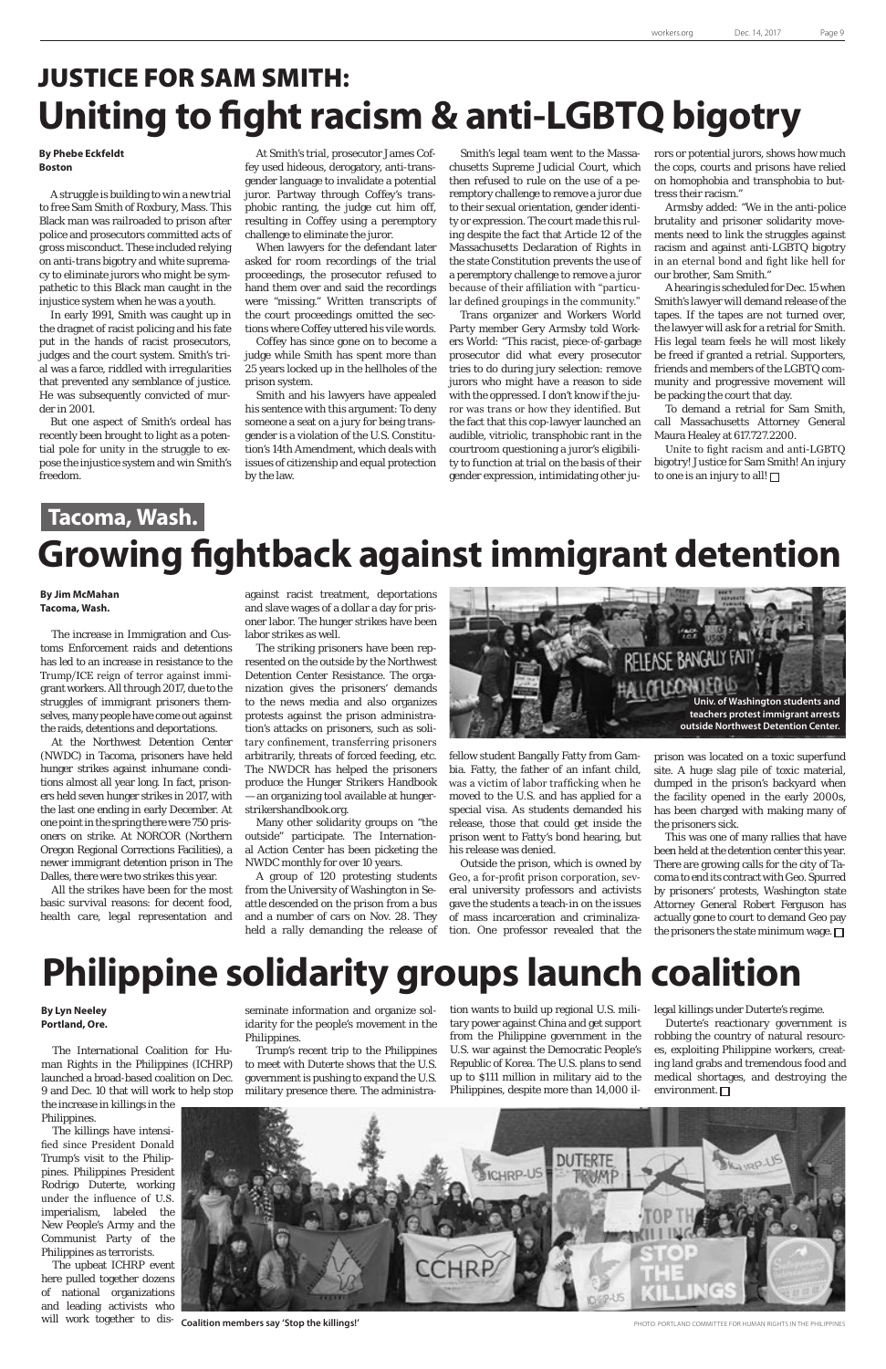# JUSTICE FOR SAM SMITH: Uniting to fight racism & anti-LGBTQ bigotry

**By Phebe Eckfeldt**
**Boston**

A struggle is building to win a new trial to free Sam Smith of Roxbury, Mass. This Black man was railroaded to prison after police and prosecutors committed acts of gross misconduct. These included relying on anti-trans bigotry and white supremacy to eliminate jurors who might be sympathetic to this Black man caught in the injustice system when he was a youth.

In early 1991, Smith was caught up in the dragnet of racist policing and his fate put in the hands of racist prosecutors, judges and the court system. Smith's trial was a farce, riddled with irregularities that prevented any semblance of justice. He was subsequently convicted of murder in 2001.

But one aspect of Smith's ordeal has recently been brought to light as a potential pole for unity in the struggle to expose the injustice system and win Smith's freedom.

At Smith's trial, prosecutor James Coffey used hideous, derogatory, anti-transgender language to invalidate a potential juror. Partway through Coffey's transphobic ranting, the judge cut him off, resulting in Coffey using a peremptory challenge to eliminate the juror.

When lawyers for the defendant later asked for room recordings of the trial proceedings, the prosecutor refused to hand them over and said the recordings were "missing." Written transcripts of the court proceedings omitted the sections where Coffey uttered his vile words.

Coffey has since gone on to become a judge while Smith has spent more than 25 years locked up in the hellholes of the prison system.

Smith and his lawyers have appealed his sentence with this argument: To deny someone a seat on a jury for being transgender is a violation of the U.S. Constitution's 14th Amendment, which deals with issues of citizenship and equal protection by the law.

Smith's legal team went to the Massachusetts Supreme Judicial Court, which then refused to rule on the use of a peremptory challenge to remove a juror due to their sexual orientation, gender identity or expression. The court made this ruling despite the fact that Article 12 of the Massachusetts Declaration of Rights in the state Constitution prevents the use of a peremptory challenge to remove a juror because of their affiliation with "particular defined groupings in the community."

Trans organizer and Workers World Party member Gery Armsby told Workers World: "This racist, piece-of-garbage prosecutor did what every prosecutor tries to do during jury selection: remove jurors who might have a reason to side with the oppressed. I don't know if the juror was trans or how they identified. But the fact that this cop-lawyer launched an audible, vitriolic, transphobic rant in the courtroom questioning a juror's eligibility to function at trial on the basis of their gender expression, intimidating other jurors or potential jurors, shows how much the cops, courts and prisons have relied on homophobia and transphobia to buttress their racism."

Armsby added: "We in the anti-police brutality and prisoner solidarity movements need to link the struggles against racism and against anti-LGBTQ bigotry in an eternal bond and fight like hell for our brother, Sam Smith."

A hearing is scheduled for Dec. 15 when Smith's lawyer will demand release of the tapes. If the tapes are not turned over, the lawyer will ask for a retrial for Smith. His legal team feels he will most likely be freed if granted a retrial. Supporters, friends and members of the LGBTQ community and progressive movement will be packing the court that day.

To demand a retrial for Sam Smith, call Massachusetts Attorney General Maura Healey at 617.727.2200.

Unite to fight racism and anti-LGBTQ bigotry! Justice for Sam Smith! An injury to one is an injury to all! □

## Tacoma, Wash.

# Growing fightback against immigrant detention

**By Jim McMahan**
**Tacoma, Wash.**

The increase in Immigration and Customs Enforcement raids and detentions has led to an increase in resistance to the Trump/ICE reign of terror against immigrant workers. All through 2017, due to the struggles of immigrant prisoners themselves, many people have come out against the raids, detentions and deportations.

At the Northwest Detention Center (NWDC) in Tacoma, prisoners have held hunger strikes against inhumane conditions almost all year long. In fact, prisoners held seven hunger strikes in 2017, with the last one ending in early December. At one point in the spring there were 750 prisoners on strike. At NORCOR (Northern Oregon Regional Corrections Facilities), a newer immigrant detention prison in The Dalles, there were two strikes this year.

All the strikes have been for the most basic survival reasons: for decent food, health care, legal representation and against racist treatment, deportations and slave wages of a dollar a day for prisoner labor. The hunger strikes have been labor strikes as well.

The striking prisoners have been represented on the outside by the Northwest Detention Center Resistance. The organization gives the prisoners' demands to the news media and also organizes protests against the prison administration's attacks on prisoners, such as solitary confinement, transferring prisoners arbitrarily, threats of forced feeding, etc. The NWDCR has helped the prisoners produce the Hunger Strikers Handbook — an organizing tool available at hungerstrikershandbook.org.

Many other solidarity groups on "the outside" participate. The International Action Center has been picketing the NWDC monthly for over 10 years.

A group of 120 protesting students from the University of Washington in Seattle descended on the prison from a bus and a number of cars on Nov. 28. They held a rally demanding the release of fellow student Bangally Fatty from Gambia. Fatty, the father of an infant child, was a victim of labor trafficking when he moved to the U.S. and has applied for a special visa. As students demanded his release, those that could get inside the prison went to Fatty's bond hearing, but his release was denied.

Univ. of Washington students and teachers protest immigrant arrests outside Northwest Detention Center.

Outside the prison, which is owned by Geo, a for-profit prison corporation, several university professors and activists gave the students a teach-in on the issues of mass incarceration and criminalization. One professor revealed that the prison was located on a toxic superfund site. A huge slag pile of toxic material, dumped in the prison's backyard when the facility opened in the early 2000s, has been charged with making many of the prisoners sick.

This was one of many rallies that have been held at the detention center this year. There are growing calls for the city of Tacoma to end its contract with Geo. Spurred by prisoners' protests, Washington state Attorney General Robert Ferguson has actually gone to court to demand Geo pay the prisoners the state minimum wage. □

# Philippine solidarity groups launch coalition

**By Lyn Neeley**
**Portland, Ore.**

The International Coalition for Human Rights in the Philippines (ICHRP) launched a broad-based coalition on Dec. 9 and Dec. 10 that will work to help stop the increase in killings in the Philippines.

The killings have intensified since President Donald Trump's visit to the Philippines. Philippines President Rodrigo Duterte, working under the influence of U.S. imperialism, labeled the New People's Army and the Communist Party of the Philippines as terrorists.

The upbeat ICHRP event here pulled together dozens of national organizations and leading activists who will work together to disseminate information and organize solidarity for the people's movement in the Philippines.

Trump's recent trip to the Philippines to meet with Duterte shows that the U.S. government is pushing to expand the U.S. military presence there. The administration wants to build up regional U.S. military power against China and get support from the Philippine government in the U.S. war against the Democratic People's Republic of Korea. The U.S. plans to send up to $111 million in military aid to the Philippines, despite more than 14,000 illegal killings under Duterte's regime.

Duterte's reactionary government is robbing the country of natural resources, exploiting Philippine workers, creating land grabs and tremendous food and medical shortages, and destroying the environment. □

Coalition members say 'Stop the killings!'

PHOTO: PORTLAND COMMITTEE FOR HUMAN RIGHTS IN THE PHILIPPINES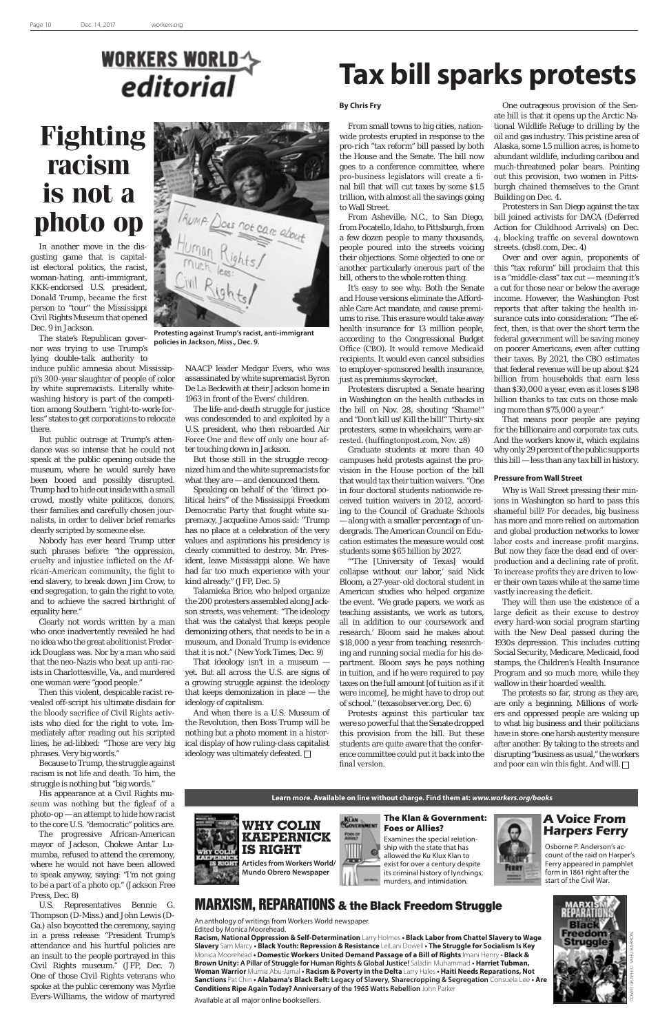# WORKERS WORLD editorial

# Fighting racism is not a photo op

Protesting against Trump's racist, anti-immigrant policies in Jackson, Miss., Dec. 9.

In another move in the disgusting game that is capitalist electoral politics, the racist, woman-hating, anti-immigrant, KKK-endorsed U.S. president, Donald Trump, became the first person to "tour" the Mississippi Civil Rights Museum that opened Dec. 9 in Jackson.

The state's Republican governor was trying to use Trump's lying double-talk authority to induce public amnesia about Mississippi's 300-year slaughter of people of color by white supremacists. Literally whitewashing history is part of the competition among Southern "right-to-work-for-less" states to get corporations to relocate there.

But public outrage at Trump's attendance was so intense that he could not speak at the public opening outside the museum, where he would surely have been booed and possibly disrupted. Trump had to hide out inside with a small crowd, mostly white politicos, donors, their families and carefully chosen journalists, in order to deliver brief remarks clearly scripted by someone else.

Nobody has ever heard Trump utter such phrases before: "the oppression, cruelty and injustice inflicted on the African-American community, the fight to end slavery, to break down Jim Crow, to end segregation, to gain the right to vote, and to achieve the sacred birthright of equality here."

Clearly not words written by a man who once inadvertently revealed he had no idea who the great abolitionist Frederick Douglass was. Nor by a man who said that the neo-Nazis who beat up anti-racists in Charlottesville, Va., and murdered one woman were "good people."

Then this violent, despicable racist revealed off-script his ultimate disdain for the bloody sacrifice of Civil Rights activists who died for the right to vote. Immediately after reading out his scripted lines, he ad-libbed: "Those are very big phrases. Very big words."

Because to Trump, the struggle against racism is not life and death. To him, the struggle is nothing but "big words."

His appearance at a Civil Rights museum was nothing but the figleaf of a photo-op — an attempt to hide how racist to the core U.S. "democratic" politics are.

The progressive African-American mayor of Jackson, Chokwe Antar Lumumba, refused to attend the ceremony, where he would not have been allowed to speak anyway, saying: "I'm not going to be a part of a photo op." (Jackson Free Press, Dec. 8)

U.S. Representatives Bennie G. Thompson (D-Miss.) and John Lewis (D-Ga.) also boycotted the ceremony, saying in a press release: "President Trump's attendance and his hurtful policies are an insult to the people portrayed in this Civil Rights museum." (JFP, Dec. 7) One of those Civil Rights veterans who spoke at the public ceremony was Myrlie Evers-Williams, the widow of martyred NAACP leader Medgar Evers, who was assassinated by white supremacist Byron De La Beckwith at their Jackson home in 1963 in front of the Evers' children.

The life-and-death struggle for justice was condescended to and exploited by a U.S. president, who then reboarded Air Force One and flew off only one hour after touching down in Jackson.

But those still in the struggle recognized him and the white supremacists for what they are — and denounced them.

Speaking on behalf of the "direct political heirs" of the Mississippi Freedom Democratic Party that fought white supremacy, Jacqueline Amos said: "Trump has no place at a celebration of the very values and aspirations his presidency is clearly committed to destroy. Mr. President, leave Mississippi alone. We have had far too much experience with your kind already." (JFP, Dec. 5)

Talamieka Brice, who helped organize the 200 protesters assembled along Jackson streets, was vehement: "The ideology that was the catalyst that keeps people demonizing others, that needs to be in a museum, and Donald Trump is evidence that it is not." (New York Times, Dec. 9)

That ideology isn't in a museum — yet. But all across the U.S. are signs of a growing struggle against the ideology that keeps demonization in place — the ideology of capitalism.

And when there is a U.S. Museum of the Revolution, then Boss Trump will be nothing but a photo moment in a historical display of how ruling-class capitalist ideology was ultimately defeated. □

# Tax bill sparks protests

**By Chris Fry**

From small towns to big cities, nationwide protests erupted in response to the pro-rich "tax reform" bill passed by both the House and the Senate. The bill now goes to a conference committee, where pro-business legislators will create a final bill that will cut taxes by some $1.5 trillion, with almost all the savings going to Wall Street.

From Asheville, N.C., to San Diego, from Pocatello, Idaho, to Pittsburgh, from a few dozen people to many thousands, people poured into the streets voicing their objections. Some objected to one or another particularly onerous part of the bill, others to the whole rotten thing.

It's easy to see why. Both the Senate and House versions eliminate the Affordable Care Act mandate, and cause premiums to rise. This erasure would take away health insurance for 13 million people, according to the Congressional Budget Office (CBO). It would remove Medicaid recipients. It would even cancel subsidies to employer-sponsored health insurance, just as premiums skyrocket.

Protesters disrupted a Senate hearing in Washington on the health cutbacks in the bill on Nov. 28, shouting "Shame!" and "Don't kill us! Kill the bill!" Thirty-six protesters, some in wheelchairs, were arrested. (huffingtonpost.com, Nov. 28)

Graduate students at more than 40 campuses held protests against the provision in the House portion of the bill that would tax their tuition waivers. "One in four doctoral students nationwide received tuition waivers in 2012, according to the Council of Graduate Schools — along with a smaller percentage of undergrads. The American Council on Education estimates the measure would cost students some $65 billion by 2027.

"'The [University of Texas] would collapse without our labor,' said Nick Bloom, a 27-year-old doctoral student in American studies who helped organize the event. 'We grade papers, we work as teaching assistants, we work as tutors, all in addition to our coursework and research.' Bloom said he makes about $18,000 a year from teaching, researching and running social media for his department. Bloom says he pays nothing in tuition, and if he were required to pay taxes on the full amount [of tuition as if it were income], he might have to drop out of school." (texasobserver.org, Dec. 6)

Protests against this particular tax were so powerful that the Senate dropped this provision from the bill. But these students are quite aware that the conference committee could put it back into the final version.

One outrageous provision of the Senate bill is that it opens up the Arctic National Wildlife Refuge to drilling by the oil and gas industry. This pristine area of Alaska, some 1.5 million acres, is home to abundant wildlife, including caribou and much-threatened polar bears. Pointing out this provision, two women in Pittsburgh chained themselves to the Grant Building on Dec. 4.

Protesters in San Diego against the tax bill joined activists for DACA (Deferred Action for Childhood Arrivals) on Dec. 4, blocking traffic on several downtown streets. (cbs8.com, Dec. 4)

Over and over again, proponents of this "tax reform" bill proclaim that this is a "middle-class" tax cut — meaning it's a cut for those near or below the average income. However, the Washington Post reports that after taking the health insurance cuts into consideration: "The effect, then, is that over the short term the federal government will be saving money on poorer Americans, even after cutting their taxes. By 2021, the CBO estimates that federal revenue will be up about $24 billion from households that earn less than $30,000 a year, even as it loses $198 billion thanks to tax cuts on those making more than $75,000 a year."

That means poor people are paying for the billionaire and corporate tax cuts. And the workers know it, which explains why only 29 percent of the public supports this bill — less than any tax bill in history.

**Pressure from Wall Street**

Why is Wall Street pressing their minions in Washington so hard to pass this shameful bill? For decades, big business has more and more relied on automation and global production networks to lower labor costs and increase profit margins. But now they face the dead end of overproduction and a declining rate of profit. To increase profits they are driven to lower their own taxes while at the same time vastly increasing the deficit.

They will then use the existence of a large deficit as their excuse to destroy every hard-won social program starting with the New Deal passed during the 1930s depression. This includes cutting Social Security, Medicare, Medicaid, food stamps, the Children's Health Insurance Program and so much more, while they wallow in their hoarded wealth.

The protests so far, strong as they are, are only a beginning. Millions of workers and oppressed people are waking up to what big business and their politicians have in store: one harsh austerity measure after another. By taking to the streets and disrupting "business as usual," the workers and poor can win this fight. And will. □

---

**Learn more. Available on line without charge. Find them at: *www.workers.org/books***

## WHY COLIN KAEPERNICK IS RIGHT

**Articles from Workers World/ Mundo Obrero Newspaper**

## The Klan & Government: Foes or Allies?

Examines the special relationship with the state that has allowed the Ku Klux Klan to exist for over a century despite its criminal history of lynchings, murders, and intimidation.

## A Voice From Harpers Ferry

Osborne P. Anderson's account of the raid on Harper's Ferry appeared in pamphlet form in 1861 right after the start of the Civil War.

## MARXISM, REPARATIONS & the Black Freedom Struggle

An anthology of writings from Workers World newspaper.
Edited by Monica Moorehead.

**Racism, National Oppression & Self-Determination** Larry Holmes • **Black Labor from Chattel Slavery to Wage Slavery** Sam Marcy • **Black Youth: Repression & Resistance** LeiLani Dowell • **The Struggle for Socialism Is Key** Monica Moorehead • **Domestic Workers United Demand Passage of a Bill of Rights** Imani Henry • **Black & Brown Unity: A Pillar of Struggle for Human Rights & Global Justice!** Saladin Muhammad • **Harriet Tubman, Woman Warrior** Mumia Abu-Jamal • **Racism & Poverty in the Delta** Larry Hales • **Haiti Needs Reparations, Not Sanctions** Pat Chin • **Alabama's Black Belt: Legacy of Slavery, Sharecropping & Segregation** Consuela Lee • **Are Conditions Ripe Again Today? Anniversary of the 1965 Watts Rebellion** John Parker

Available at all major online booksellers.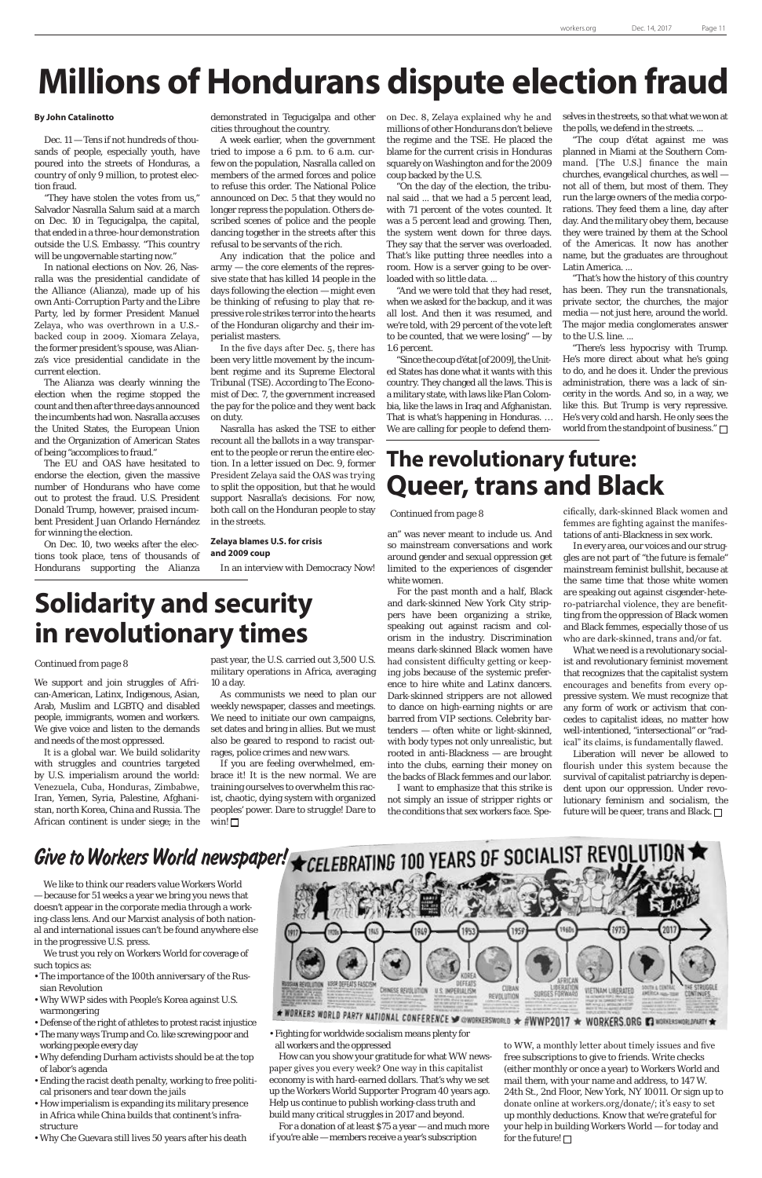# Millions of Hondurans dispute election fraud

**By John Catalinotto**

Dec. 11 — Tens if not hundreds of thousands of people, especially youth, have poured into the streets of Honduras, a country of only 9 million, to protest election fraud.

"They have stolen the votes from us," Salvador Nasralla Salum said at a march on Dec. 10 in Tegucigalpa, the capital, that ended in a three-hour demonstration outside the U.S. Embassy. "This country will be ungovernable starting now."

In national elections on Nov. 26, Nasralla was the presidential candidate of the Alliance (Alianza), made up of his own Anti-Corruption Party and the Libre Party, led by former President Manuel Zelaya, who was overthrown in a U.S.-backed coup in 2009. Xiomara Zelaya, the former president's spouse, was Alianza's vice presidential candidate in the current election.

The Alianza was clearly winning the election when the regime stopped the count and then after three days announced the incumbents had won. Nasralla accuses the United States, the European Union and the Organization of American States of being "accomplices to fraud."

The EU and OAS have hesitated to endorse the election, given the massive number of Hondurans who have come out to protest the fraud. U.S. President Donald Trump, however, praised incumbent President Juan Orlando Hernández for winning the election.

On Dec. 10, two weeks after the elections took place, tens of thousands of Hondurans supporting the Alianza demonstrated in Tegucigalpa and other cities throughout the country.

A week earlier, when the government tried to impose a 6 p.m. to 6 a.m. curfew on the population, Nasralla called on members of the armed forces and police to refuse this order. The National Police announced on Dec. 5 that they would no longer repress the population. Others described scenes of police and the people dancing together in the streets after this refusal to be servants of the rich.

Any indication that the police and army — the core elements of the repressive state that has killed 14 people in the days following the election — might even be thinking of refusing to play that repressive role strikes terror into the hearts of the Honduran oligarchy and their imperialist masters.

In the five days after Dec. 5, there has been very little movement by the incumbent regime and its Supreme Electoral Tribunal (TSE). According to The Economist of Dec. 7, the government increased the pay for the police and they went back on duty.

Nasralla has asked the TSE to either recount all the ballots in a way transparent to the people or rerun the entire election. In a letter issued on Dec. 9, former President Zelaya said the OAS was trying to split the opposition, but that he would support Nasralla's decisions. For now, both call on the Honduran people to stay in the streets.

**Zelaya blames U.S. for crisis and 2009 coup**

In an interview with Democracy Now! on Dec. 8, Zelaya explained why he and millions of other Hondurans don't believe the regime and the TSE. He placed the blame for the current crisis in Honduras squarely on Washington and for the 2009 coup backed by the U.S.

"On the day of the election, the tribunal said ... that we had a 5 percent lead, with 71 percent of the votes counted. It was a 5 percent lead and growing. Then, the system went down for three days. They say that the server was overloaded. That's like putting three needles into a room. How is a server going to be overloaded with so little data. ...

"And we were told that they had reset, when we asked for the backup, and it was all lost. And then it was resumed, and we're told, with 29 percent of the vote left to be counted, that we were losing" — by 1.6 percent.

"Since the coup d'état [of 2009], the United States has done what it wants with this country. They changed all the laws. This is a military state, with laws like Plan Colombia, like the laws in Iraq and Afghanistan. That is what's happening in Honduras. … We are calling for people to defend themselves in the streets, so that what we won at the polls, we defend in the streets. ...

"The coup d'état against me was planned in Miami at the Southern Command. [The U.S.] finance the main churches, evangelical churches, as well — not all of them, but most of them. They run the large owners of the media corporations. They feed them a line, day after day. And the military obey them, because they were trained by them at the School of the Americas. It now has another name, but the graduates are throughout Latin America. ...

"That's how the history of this country has been. They run the transnationals, private sector, the churches, the major media — not just here, around the world. The major media conglomerates answer to the U.S. line. ...

"There's less hypocrisy with Trump. He's more direct about what he's going to do, and he does it. Under the previous administration, there was a lack of sincerity in the words. And so, in a way, we like this. But Trump is very repressive. He's very cold and harsh. He only sees the world from the standpoint of business." □

# Solidarity and security in revolutionary times

Continued from page 8

We support and join struggles of African-American, Latinx, Indigenous, Asian, Arab, Muslim and LGBTQ and disabled people, immigrants, women and workers. We give voice and listen to the demands and needs of the most oppressed.

It is a global war. We build solidarity with struggles and countries targeted by U.S. imperialism around the world: Venezuela, Cuba, Honduras, Zimbabwe, Iran, Yemen, Syria, Palestine, Afghanistan, north Korea, China and Russia. The African continent is under siege; in the past year, the U.S. carried out 3,500 U.S. military operations in Africa, averaging 10 a day.

As communists we need to plan our weekly newspaper, classes and meetings. We need to initiate our own campaigns, set dates and bring in allies. But we must also be geared to respond to racist outrages, police crimes and new wars.

If you are feeling overwhelmed, embrace it! It is the new normal. We are training ourselves to overwhelm this racist, chaotic, dying system with organized peoples' power. Dare to struggle! Dare to win! □

# The revolutionary future: Queer, trans and Black

Continued from page 8

an" was never meant to include us. And so mainstream conversations and work around gender and sexual oppression get limited to the experiences of cisgender white women.

For the past month and a half, Black and dark-skinned New York City strippers have been organizing a strike, speaking out against racism and colorism in the industry. Discrimination means dark-skinned Black women have had consistent difficulty getting or keeping jobs because of the systemic preference to hire white and Latinx dancers. Dark-skinned strippers are not allowed to dance on high-earning nights or are barred from VIP sections. Celebrity bartenders — often white or light-skinned, with body types not only unrealistic, but rooted in anti-Blackness — are brought into the clubs, earning their money on the backs of Black femmes and our labor.

I want to emphasize that this strike is not simply an issue of stripper rights or the conditions that sex workers face. Specifically, dark-skinned Black women and femmes are fighting against the manifestations of anti-Blackness in sex work.

In every area, our voices and our struggles are not part of "the future is female" mainstream feminist bullshit, because at the same time that those white women are speaking out against cisgender-hetero-patriarchal violence, they are benefitting from the oppression of Black women and Black femmes, especially those of us who are dark-skinned, trans and/or fat.

What we need is a revolutionary socialist and revolutionary feminist movement that recognizes that the capitalist system encourages and benefits from every oppressive system. We must recognize that any form of work or activism that concedes to capitalist ideas, no matter how well-intentioned, "intersectional" or "radical" its claims, is fundamentally flawed.

Liberation will never be allowed to flourish under this system because the survival of capitalist patriarchy is dependent upon our oppression. Under revolutionary feminism and socialism, the future will be queer, trans and Black. □

## Give to Workers World newspaper!

We like to think our readers value Workers World — because for 51 weeks a year we bring you news that doesn't appear in the corporate media through a working-class lens. And our Marxist analysis of both national and international issues can't be found anywhere else in the progressive U.S. press.

We trust you rely on Workers World for coverage of such topics as:

- The importance of the 100th anniversary of the Russian Revolution
- Why WWP sides with People's Korea against U.S. warmongering
- Defense of the right of athletes to protest racist injustice
- The many ways Trump and Co. like screwing poor and working people every day
- Why defending Durham activists should be at the top of labor's agenda
- Ending the racist death penalty, working to free political prisoners and tear down the jails
- How imperialism is expanding its military presence in Africa while China builds that continent's infrastructure
- Why Che Guevara still lives 50 years after his death
- Fighting for worldwide socialism means plenty for all workers and the oppressed

How can you show your gratitude for what WW newspaper gives you every week? One way in this capitalist economy is with hard-earned dollars. That's why we set up the Workers World Supporter Program 40 years ago. Help us continue to publish working-class truth and build many critical struggles in 2017 and beyond.

For a donation of at least $75 a year — and much more if you're able — members receive a year's subscription to WW, a monthly letter about timely issues and five free subscriptions to give to friends. Write checks (either monthly or once a year) to Workers World and mail them, with your name and address, to 147 W. 24th St., 2nd Floor, New York, NY 10011. Or sign up to donate online at workers.org/donate/; it's easy to set up monthly deductions. Know that we're grateful for your help in building Workers World — for today and for the future! □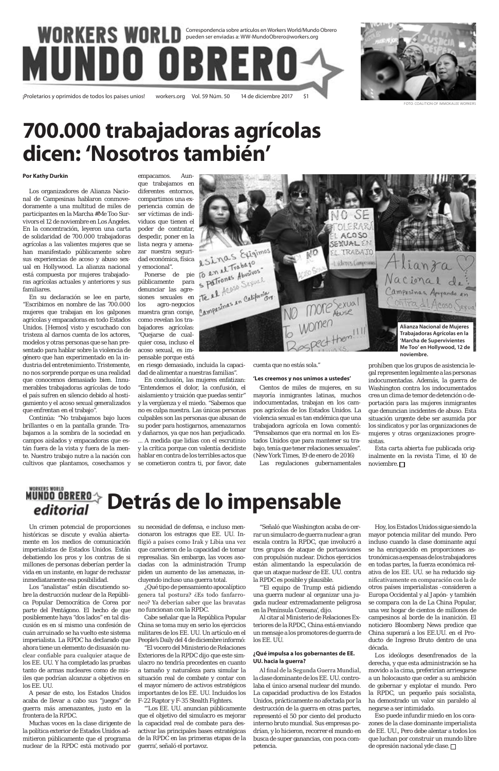# WORKERS WORLD MUNDO OBRERO

Correspondencia sobre artículos en Workers World/Mundo Obrero pueden ser enviadas a: WW-MundoObrero@workers.org

¡Proletarios y oprimidos de todos los paises unios! workers.org Vol. 59 Núm. 50 14 de diciembre 2017 $1

FOTO: COALITION OF IMMOKALEE WORKERS

# 700.000 trabajadoras agrícolas dicen: 'Nosotros también'

**Por Kathy Durkin**

Los organizadores de Alianza Nacional de Campesinas hablaron conmovedoramente a una multitud de miles de participantes en la Marcha #Me Too Survivors el 12 de noviembre en Los Ángeles. En la concentración, leyeron una carta de solidaridad de 700.000 trabajadoras agrícolas a las valientes mujeres que se han manifestado públicamente sobre sus experiencias de acoso y abuso sexual en Hollywood. La alianza nacional está compuesta por mujeres trabajadoras agrícolas actuales y anteriores y sus familiares.

En su declaración se lee en parte, "Escribimos en nombre de las 700.000 mujeres que trabajan en los galpones agrícolas y empacadoras en todo Estados Unidos. [Hemos] visto y escuchado con tristeza al darnos cuenta de los actores, modelos y otras personas que se han presentado para hablar sobre la violencia de género que han experimentado en la industria del entretenimiento. Tristemente, no nos sorprende porque es una realidad que conocemos demasiado bien. Innumerables trabajadoras agrícolas de todo el país sufren en silencio debido al hostigamiento y el acoso sexual generalizados que enfrentan en el trabajo".

Continúa: "No trabajamos bajo luces brillantes o en la pantalla grande. Trabajamos a la sombra de la sociedad en campos aislados y empacadoras que están fuera de la vista y fuera de la mente. Nuestro trabajo nutre a la nación con cultivos que plantamos, cosechamos y empacamos. Aunque trabajamos en diferentes entornos, compartimos una experiencia común de ser víctimas de individuos que tienen el poder de contratar, despedir, poner en la lista negra y amenazar nuestra seguridad económica, física y emocional".

Ponerse de pie públicamente para denunciar las agresiones sexuales en los agro-negocios muestra gran coraje, como revelan los trabajadores agrícolas: "Quejarse de cualquier cosa, incluso el acoso sexual, es impensable porque está en riesgo demasiado, incluida la capacidad de alimentar a nuestras familias".

En conclusión, las mujeres enfatizan: "Entendemos el dolor, la confusión, el aislamiento y traición que puedas sentir" y la vergüenza y el miedo. "Sabemos que no es culpa nuestra. Las únicas personas culpables son las personas que abusan de su poder para hostigarnos, amenazarnos y dañarnos, ya que nos han perjudicado. ... A medida que lidias con el escrutinio y la crítica porque con valentía decidiste hablar en contra de los terribles actos que se cometieron contra ti, por favor, date cuenta que no estás sola."

Alianza Nacional de Mujeres Trabajadoras Agrícolas en la 'Marcha de Supervivientes Me Too' en Hollywood, 12 de noviembre.

### 'Les creemos y nos unimos a ustedes'

Cientos de miles de mujeres, en su mayoría inmigrantes latinas, muchos indocumentadas, trabajan en los campos agrícolas de los Estados Unidos. La violencia sexual es tan endémica que una trabajadora agrícola en Iowa comentó: "Pensabamos que era normal en los Estados Unidos que para mantener su trabajo, tenía que tener relaciones sexuales". (New York Times, 19 de enero de 2016)

Las regulaciones gubernamentales prohíben que los grupos de asistencia legal representen legalmente a las personas indocumentadas. Además, la guerra de Washington contra los indocumentados crea un clima de temor de detención o deportación para las mujeres inmigrantes que denuncian incidentes de abuso. Esta situación urgente debe ser asumida por los sindicatos y por las organizaciones de mujeres y otras organizaciones progresistas.

Esta carta abierta fue publicada originalmente en la revista Time, el 10 de noviembre. □

# MUNDO OBRERO editorial: Detrás de lo impensable

Un crimen potencial de proporciones históricas se discute y evalúa abiertamente en los medios de comunicación imperialistas de Estados Unidos. Están debatiendo los pros y los contras de si millones de personas deberían perder la vida en un instante, en lugar de rechazar inmediatamente esa posibilidad.

Los "analistas" están discutiendo sobre la destrucción nuclear de la República Popular Democrática de Corea por parte del Pentágono. El hecho de que posiblemente haya "dos lados" en tal discusión es en sí mismo una confesión de cuán arruinado se ha vuelto este sistema imperialista. La RPDC ha declarado que ahora tiene un elemento de disuasión nuclear confiable para cualquier ataque de los EE. UU. Y ha completado las pruebas tanto de armas nucleares como de misiles que podrían alcanzar a objetivos en los EE. UU.

A pesar de esto, los Estados Unidos acaba de llevar a cabo sus "juegos" de guerra más amenazantes, justo en la frontera de la RPDC.

Muchas voces en la clase dirigente de la política exterior de Estados Unidos admitieron públicamente que el programa nuclear de la RPDC está motivado por su necesidad de defensa, e incluso mencionaron los estragos que EE. UU. Infligió a países como Irak y Libia una vez que carecieron de la capacidad de tomar represalias. Sin embargo, las voces asociadas con la administración Trump piden un aumento de las amenazas, incluyendo incluso una guerra total.

¿Qué tipo de pensamiento apocalíptico genera tal postura? ¿Es todo fanfarroneo? Ya deberían saber que las bravatas no funcionan con la RPDC.

Cabe señalar que la República Popular China se toma muy en serio los ejercicios militares de los EE. UU. Un artículo en el People's Daily del 4 de diciembre informó:

"El vocero del Ministerio de Relaciones Exteriores de la RPDC dijo que este simulacro no tendría precedentes en cuanto a tamaño y naturaleza para simular la situación real de combate y contar con el mayor número de activos estratégicos importantes de los EE. UU. Incluidos los F-22 Raptor y F-35 Stealth Fighters.

"'Los EE. UU. anuncian públicamente que el objetivo del simulacro es mejorar la capacidad real de combate para desactivar las principales bases estratégicas de la RPDC en las primeras etapas de la guerra', señaló el portavoz.

"Señaló que Washington acaba de cerrar un simulacro de guerra nuclear a gran escala contra la RPDC, que involucró a tres grupos de ataque de portaaviones con propulsión nuclear. Dichos ejercicios están alimentando la especulación de que un ataque nuclear de EE. UU. contra la RPDC es posible y plausible.

"'El equipo de Trump está pidiendo una guerra nuclear al organizar una jugada nuclear extremadamente peligrosa en la Península Coreana', dijo.

Al citar al Ministerio de Relaciones Exteriores de la RPDC, China está enviando un mensaje a los promotores de guerra de los EE. UU.

### ¿Qué impulsa a los gobernantes de EE. UU. hacia la guerra?

Al final de la Segunda Guerra Mundial, la clase dominante de los EE. UU. controlaba el único arsenal nuclear del mundo. La capacidad productiva de los Estados Unidos, prácticamente no afectada por la destrucción de la guerra en otras partes, representó el 50 por ciento del producto interno bruto mundial. Sus empresas podrían, y lo hicieron, recorrer el mundo en busca de super ganancias, con poca competencia.

Hoy, los Estados Unidos sigue siendo la mayor potencia militar del mundo. Pero incluso cuando la clase dominante aquí se ha enriquecido en proporciones astronómicas a expensas de los trabajadores en todas partes, la fuerza económica relativa de los EE. UU. se ha reducido significativamente en comparación con la de otros países imperialistas -consideren a Europa Occidental y al Japón- y también se compara con la de La China Popular, una vez hogar de cientos de millones de campesinos al borde de la inanición. El noticiero Bloomberg News predice que China superará a los EE.UU. en el Producto de Ingreso Bruto dentro de una década.

Los ideólogos desenfrenados de la derecha, y que esta administración se ha movido a la cima, preferirían arriesgarse a un holocausto que ceder a su ambición de gobernar y explotar el mundo. Pero la RPDC, un pequeño país socialista, ha demostrado un valor sin paralelo al negarse a ser intimidado.

Eso puede infundir miedo en los corazones de la clase dominante imperialista de EE. UU., Pero debe alentar a todos los que luchan por construir un mundo libre de opresión nacional yde clase. □